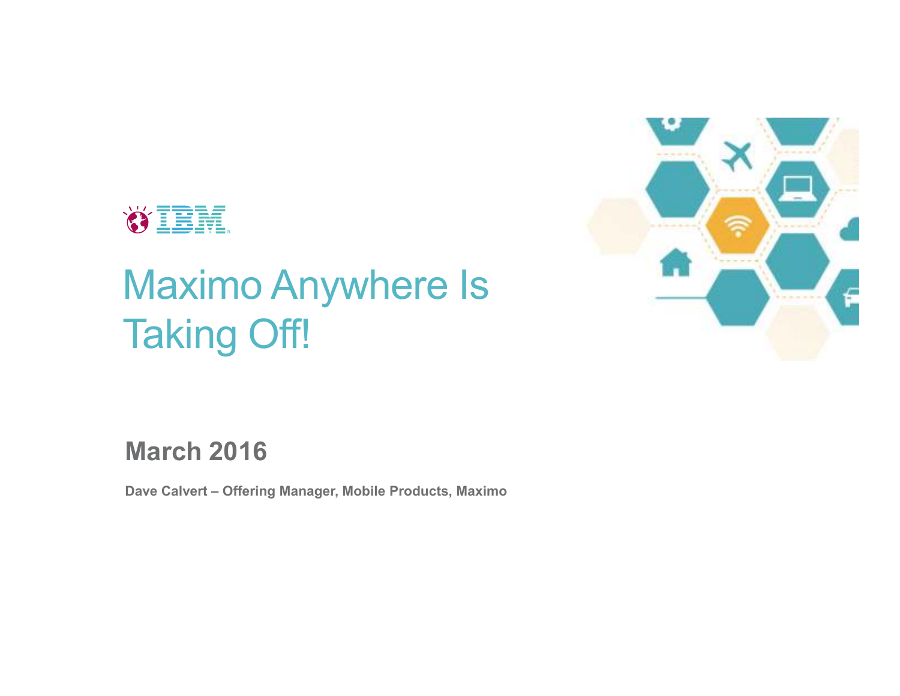# Maximo Anywhere Is Taking Off!

**March 2016**

**Dave Calvert – Offering Manager, Mobile Products, Maximo**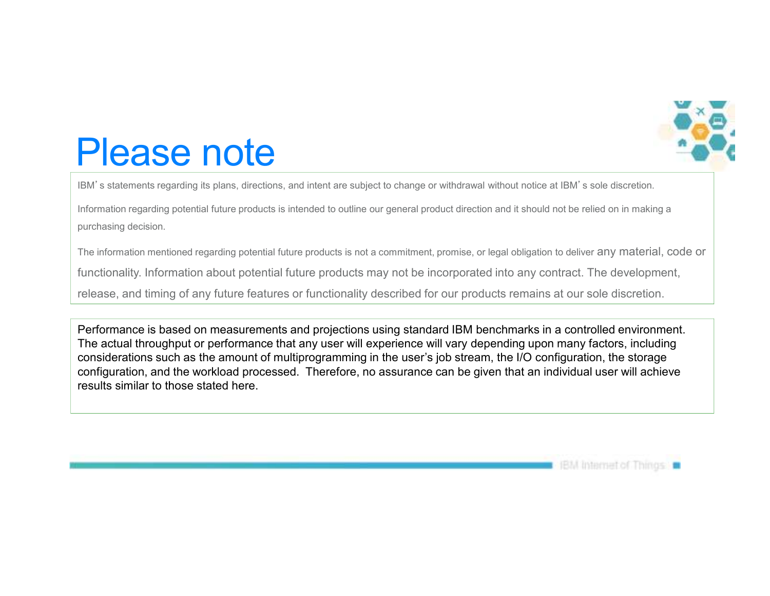# Please note

IBM's statements regarding its plans, directions, and intent are subject to change or withdrawal without notice at IBM's sole discretion.

Information regarding potential future products is intended to outline our general product direction and it should not be relied on in making a purchasing decision.

The information mentioned regarding potential future products is not a commitment, promise, or legal obligation to deliver any material, code or functionality. Information about potential future products may not be incorporated into any contract. The development, release, and timing of any future features or functionality described for our products remains at our sole discretion.

Performance is based on measurements and projections using standard IBM benchmarks in a controlled environment. The actual throughput or performance that any user will experience will vary depending upon many factors, including considerations such as the amount of multiprogramming in the user's job stream, the I/O configuration, the storage configuration, and the workload processed. Therefore, no assurance can be given that an individual user will achieve results similar to those stated here.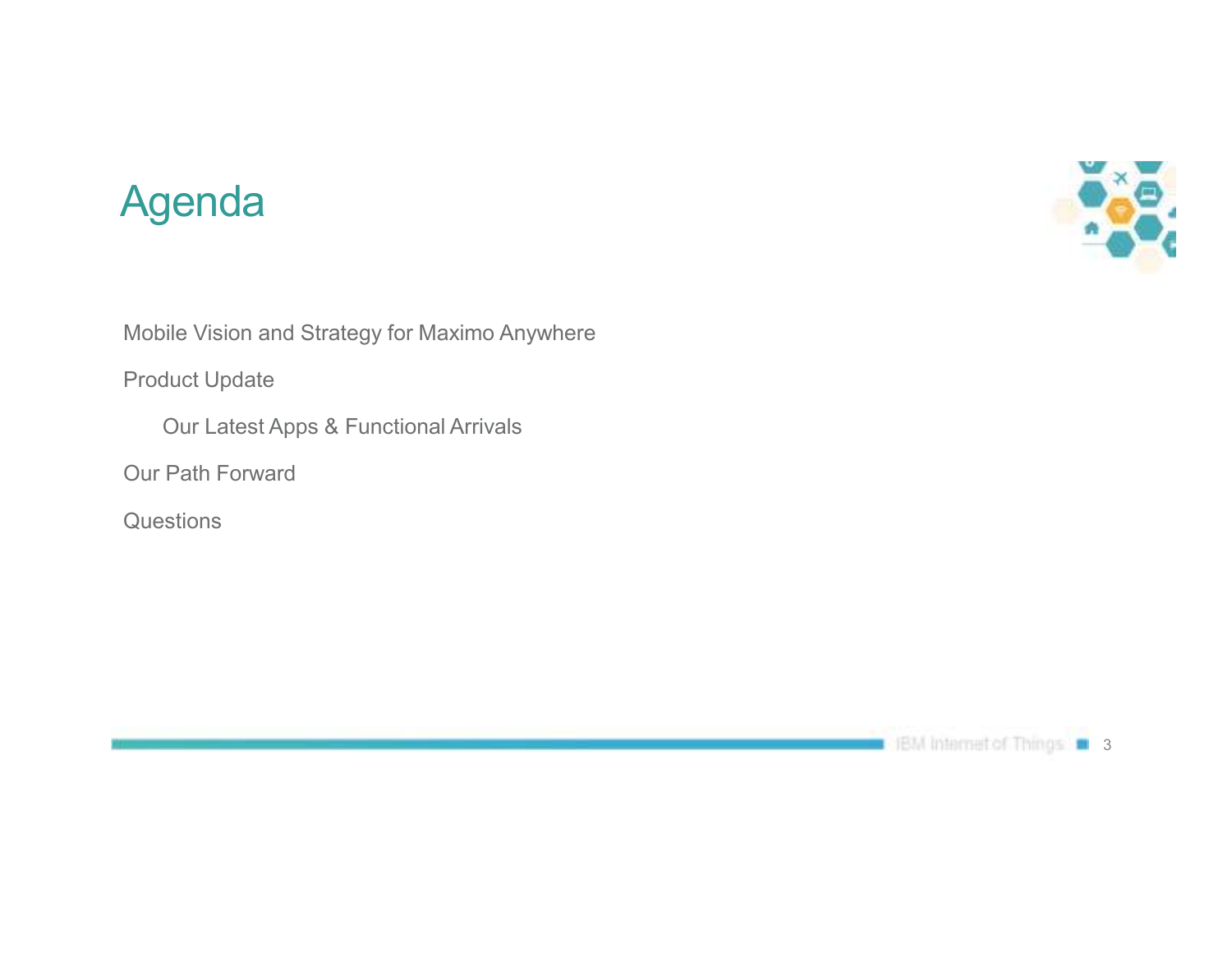# Agenda

- Mobile Vision and Strategy for Maximo Anywhere
- Product Update
  - Our Latest Apps & Functional Arrivals
- Our Path Forward
- Questions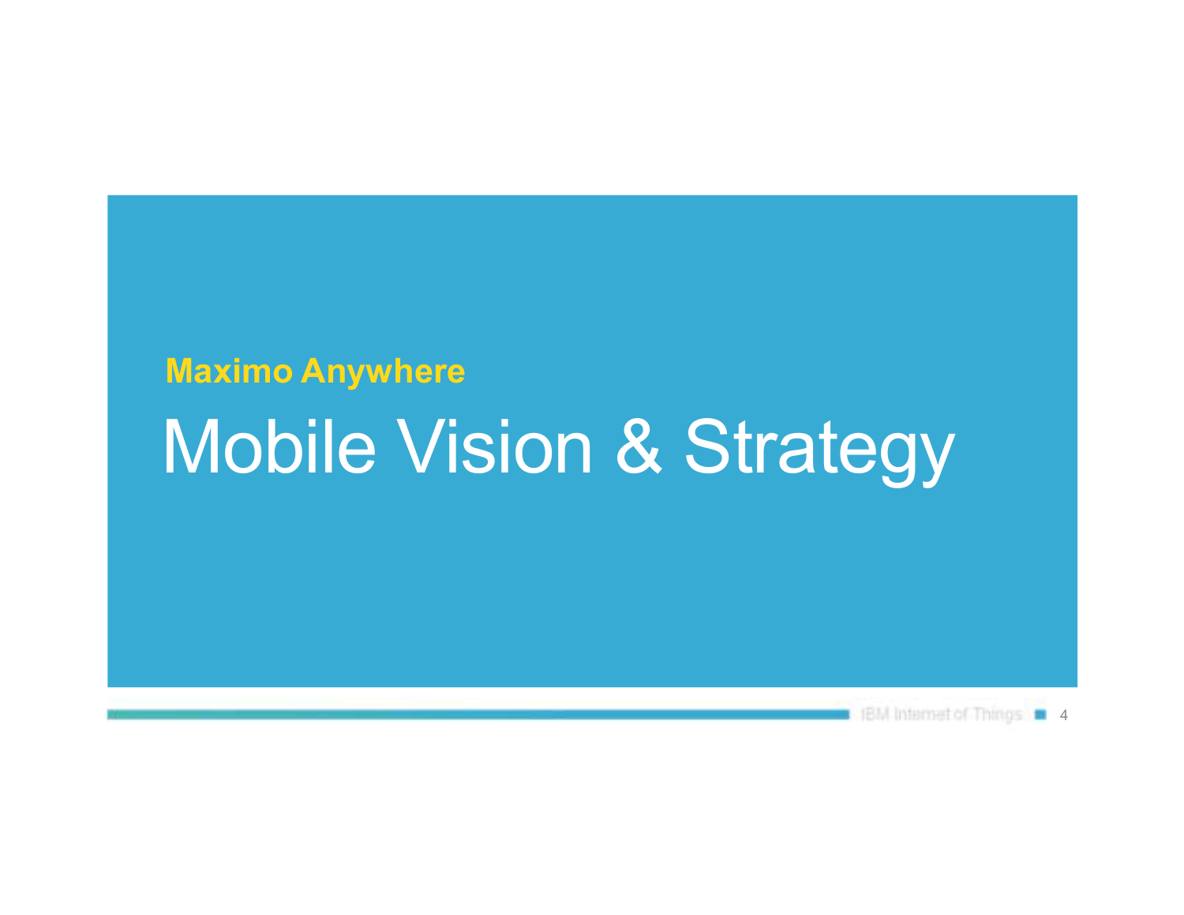**Maximo Anywhere**

# Mobile Vision & Strategy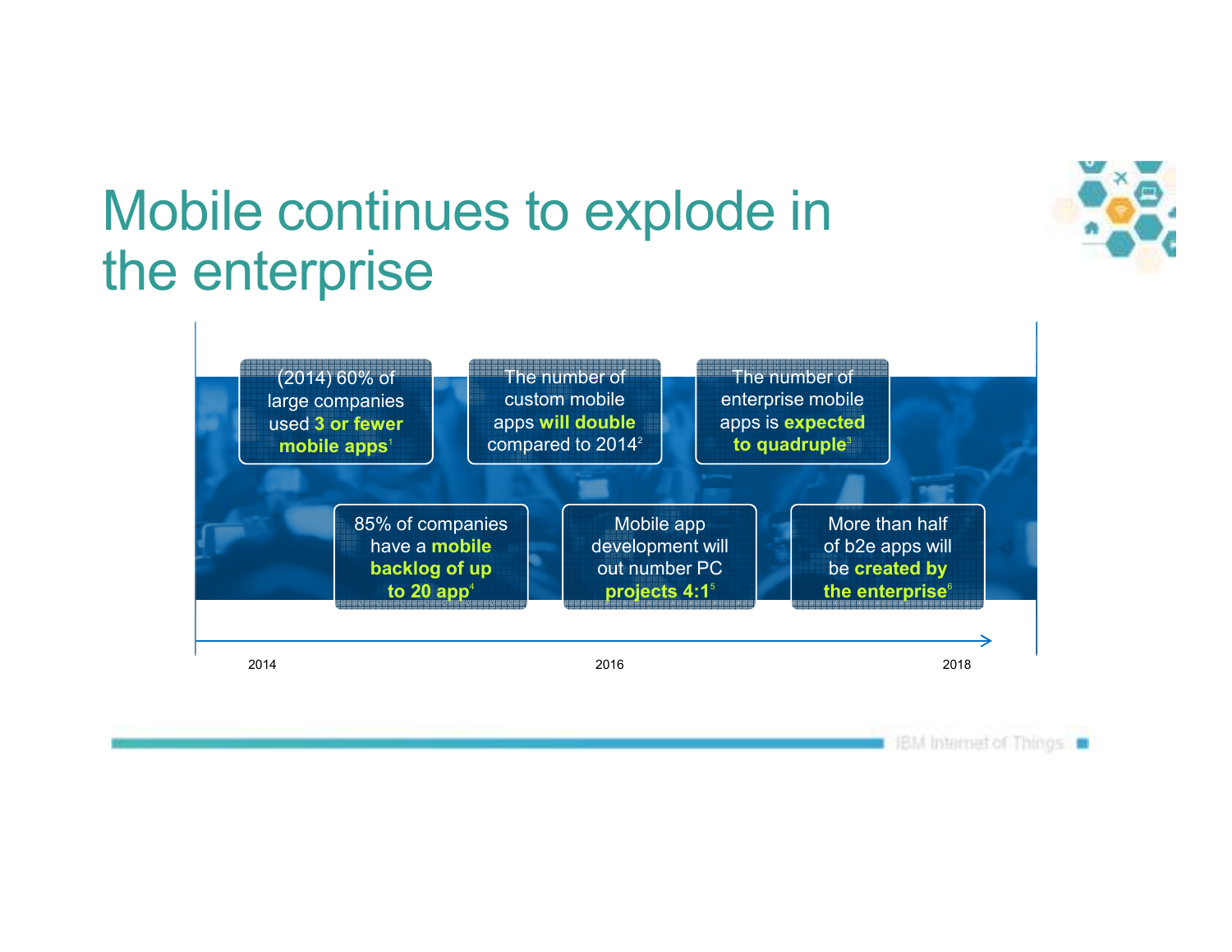# Mobile continues to explode in the enterprise

(2014) 60% of large companies used **3 or fewer mobile apps**[1]

The number of custom mobile apps **will double** compared to 2014[2]

The number of enterprise mobile apps is **expected to quadruple**[3]

85% of companies have a **mobile backlog of up to 20 app**[4]

Mobile app development will out number PC **projects 4:1**[5]

More than half of b2e apps will be **created by the enterprise**[6]

2014 — 2016 — 2018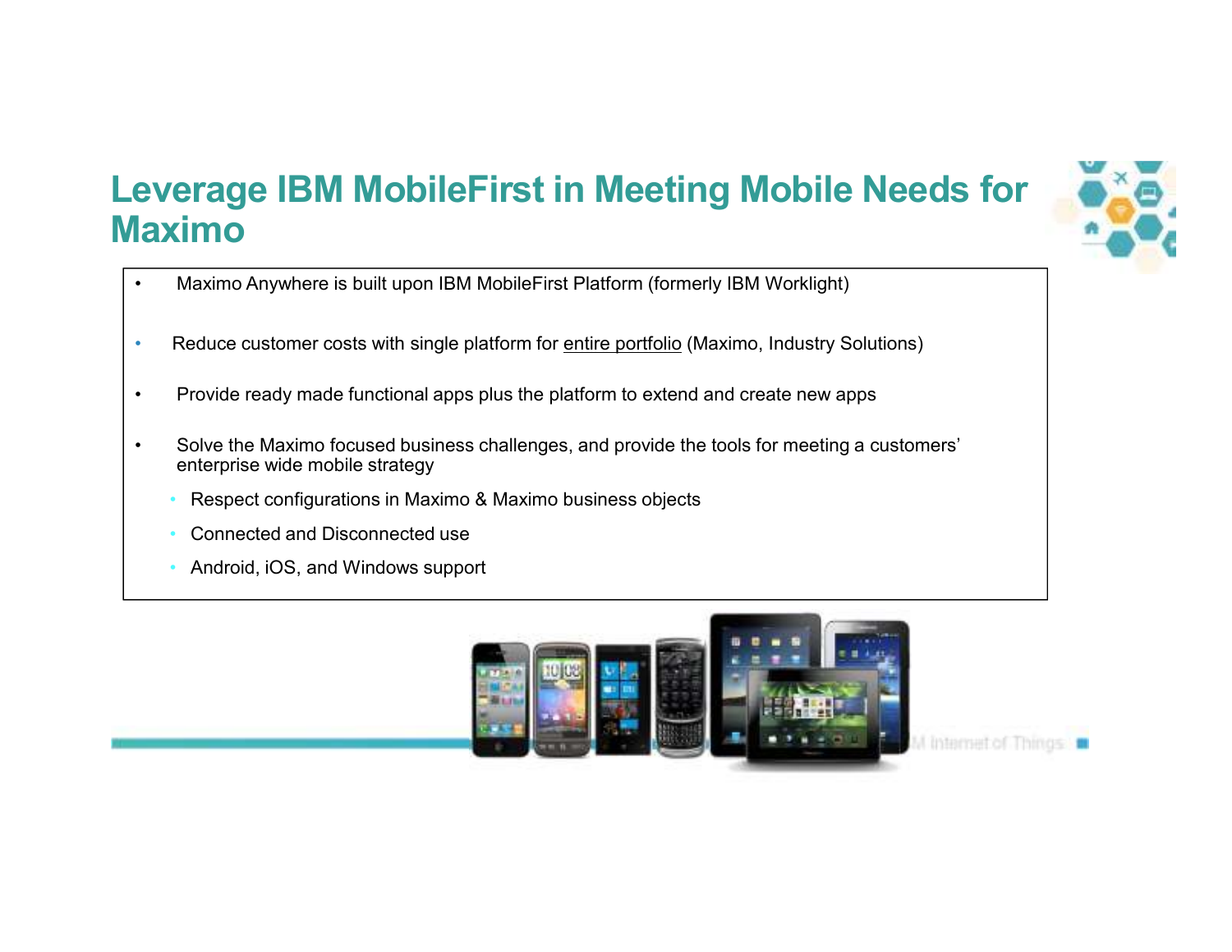# Leverage IBM MobileFirst in Meeting Mobile Needs for Maximo

- Maximo Anywhere is built upon IBM MobileFirst Platform (formerly IBM Worklight)
- Reduce customer costs with single platform for entire portfolio (Maximo, Industry Solutions)
- Provide ready made functional apps plus the platform to extend and create new apps
- Solve the Maximo focused business challenges, and provide the tools for meeting a customers' enterprise wide mobile strategy
  - Respect configurations in Maximo & Maximo business objects
  - Connected and Disconnected use
  - Android, iOS, and Windows support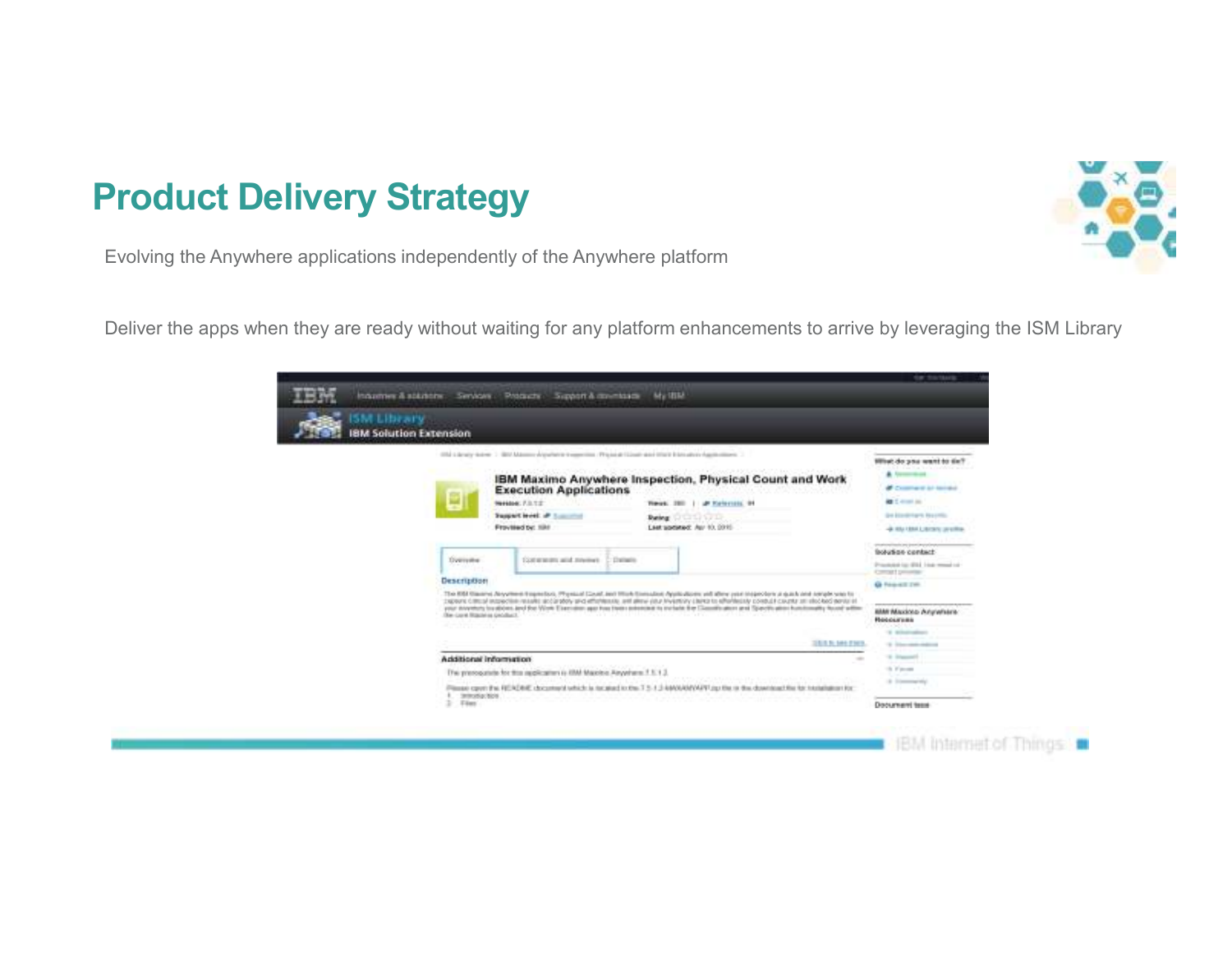# Product Delivery Strategy

Evolving the Anywhere applications independently of the Anywhere platform

Deliver the apps when they are ready without waiting for any platform enhancements to arrive by leveraging the ISM Library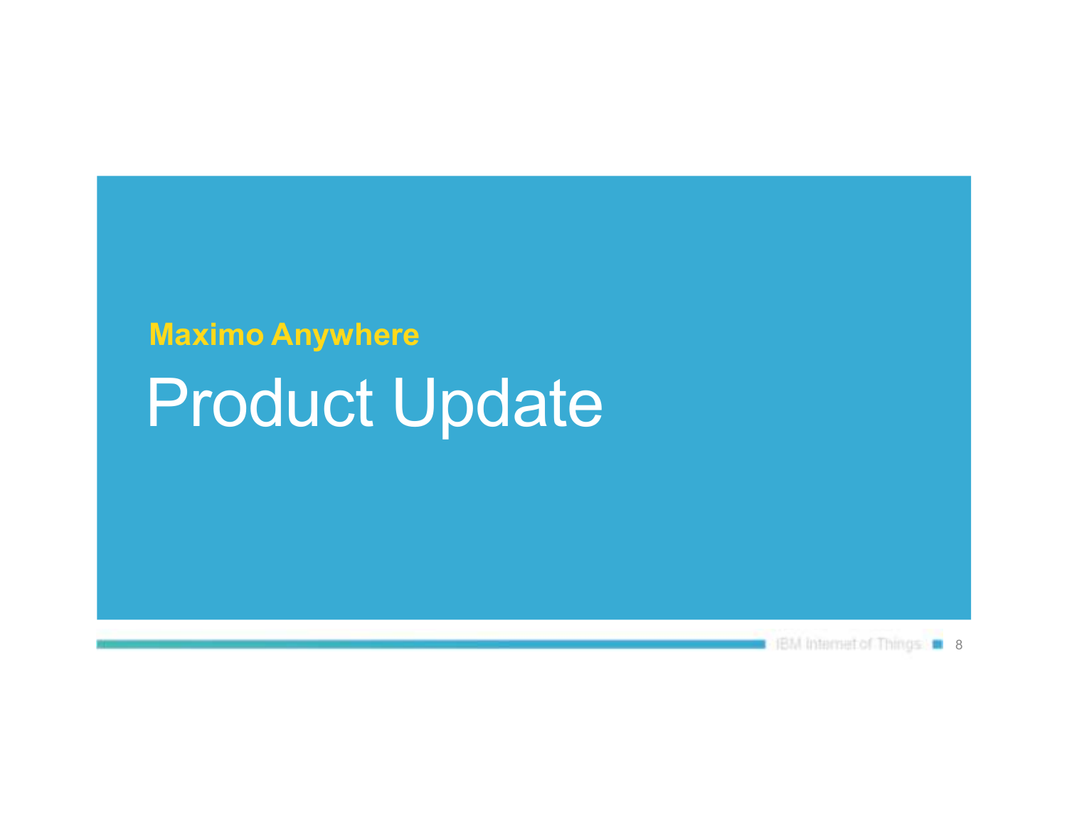**Maximo Anywhere**

# Product Update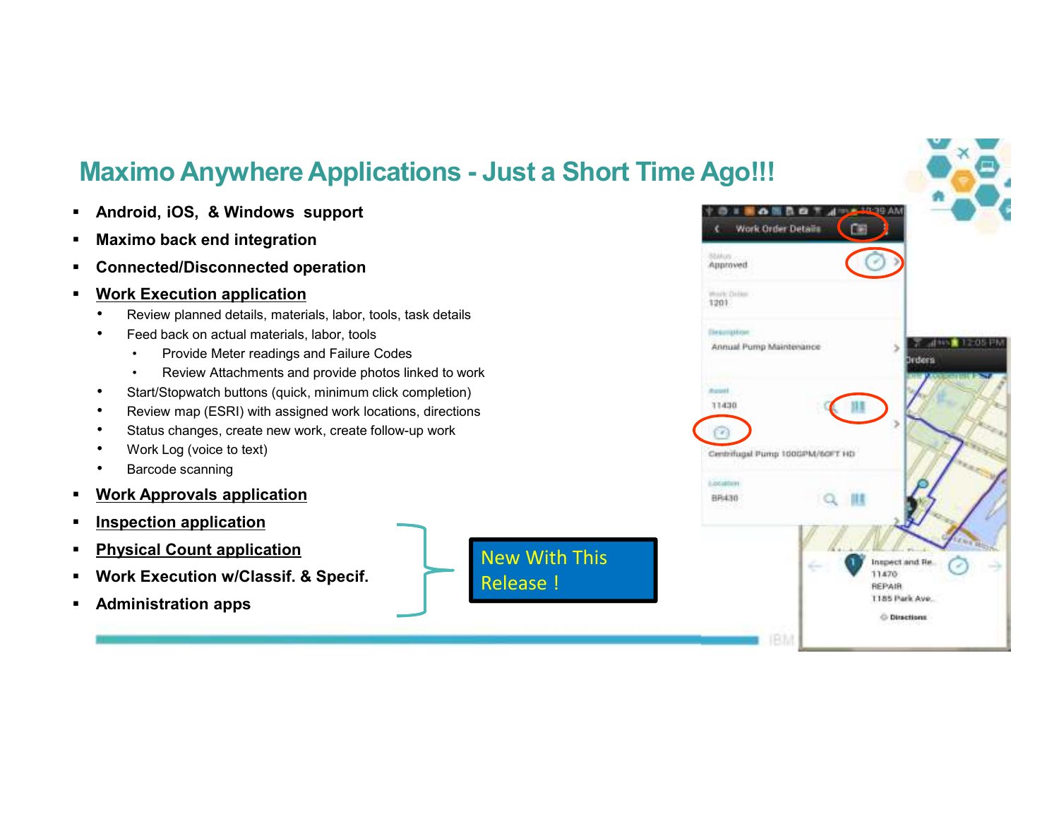# Maximo Anywhere Applications - Just a Short Time Ago!!!

- **Android, iOS, & Windows support**
- **Maximo back end integration**
- **Connected/Disconnected operation**
- **Work Execution application**
  - Review planned details, materials, labor, tools, task details
  - Feed back on actual materials, labor, tools
    - Provide Meter readings and Failure Codes
    - Review Attachments and provide photos linked to work
  - Start/Stopwatch buttons (quick, minimum click completion)
  - Review map (ESRI) with assigned work locations, directions
  - Status changes, create new work, create follow-up work
  - Work Log (voice to text)
  - Barcode scanning
- **Work Approvals application**
- **Inspection application**
- **Physical Count application**
- **Work Execution w/Classif. & Specif.**
- **Administration apps**

New With This Release !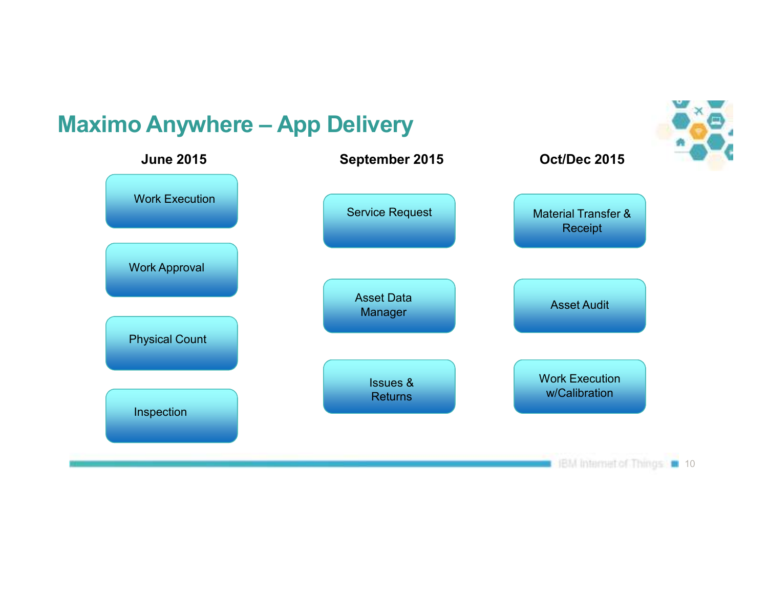# Maximo Anywhere – App Delivery

| June 2015 | September 2015 | Oct/Dec 2015 |
| --- | --- | --- |
| Work Execution | Service Request | Material Transfer & Receipt |
| Work Approval | Asset Data Manager | Asset Audit |
| Physical Count | Issues & Returns | Work Execution w/Calibration |
| Inspection | | |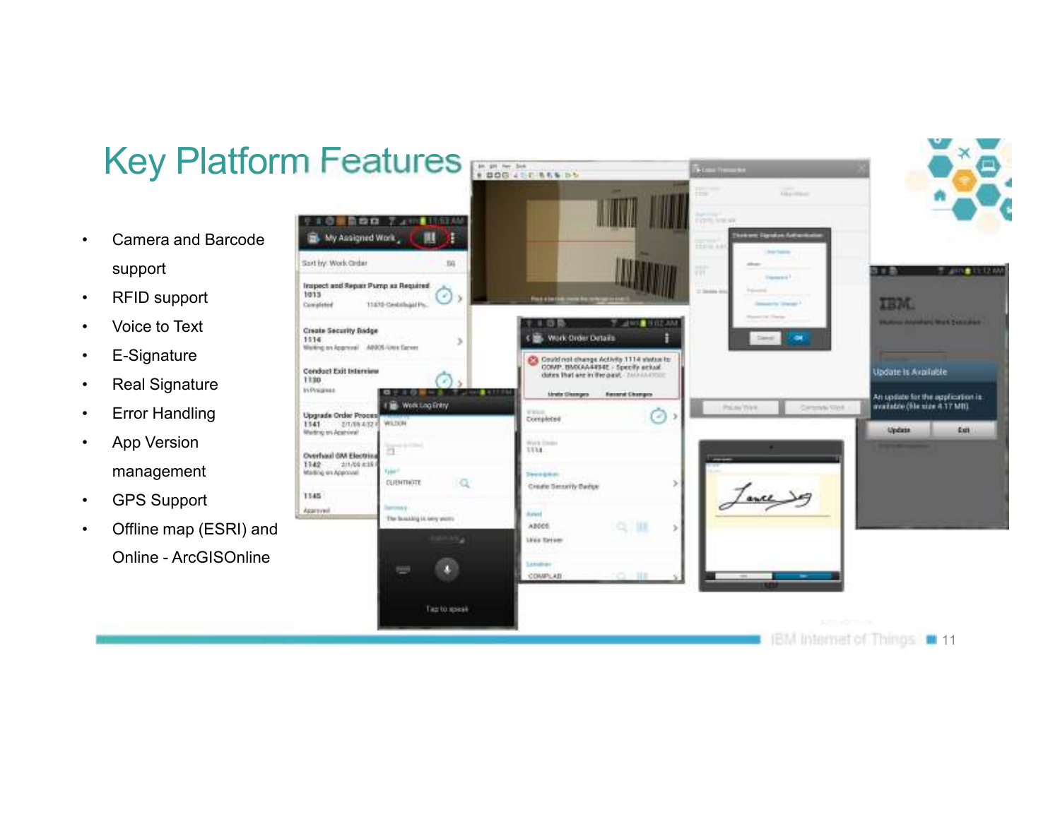# Key Platform Features

- Camera and Barcode support
- RFID support
- Voice to Text
- E-Signature
- Real Signature
- Error Handling
- App Version management
- GPS Support
- Offline map (ESRI) and Online - ArcGISOnline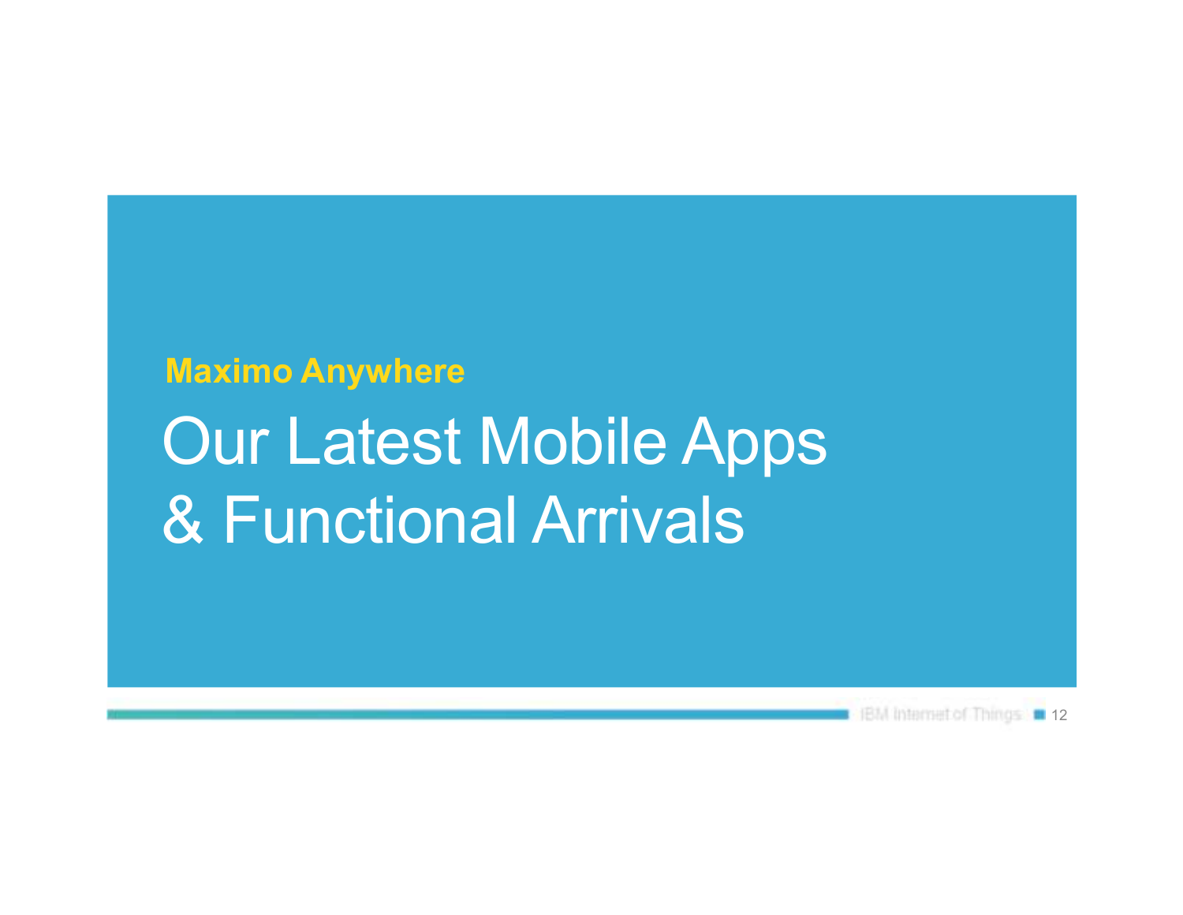**Maximo Anywhere**

# Our Latest Mobile Apps & Functional Arrivals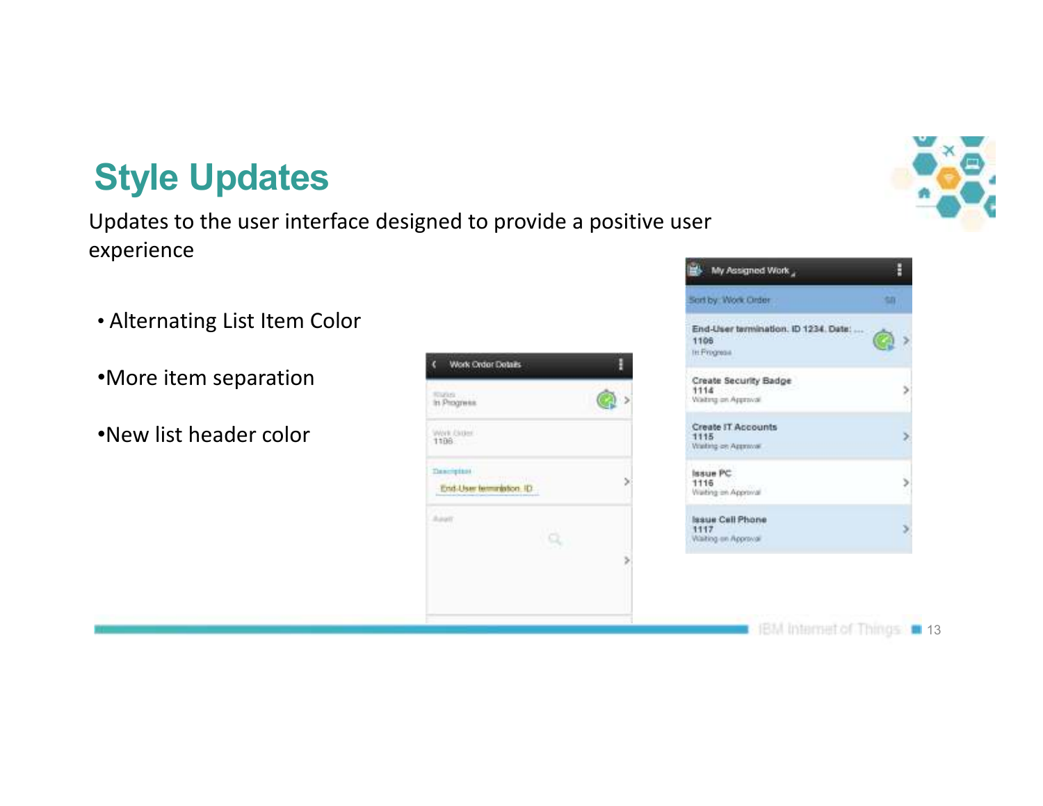# Style Updates

Updates to the user interface designed to provide a positive user experience

- Alternating List Item Color
- More item separation
- New list header color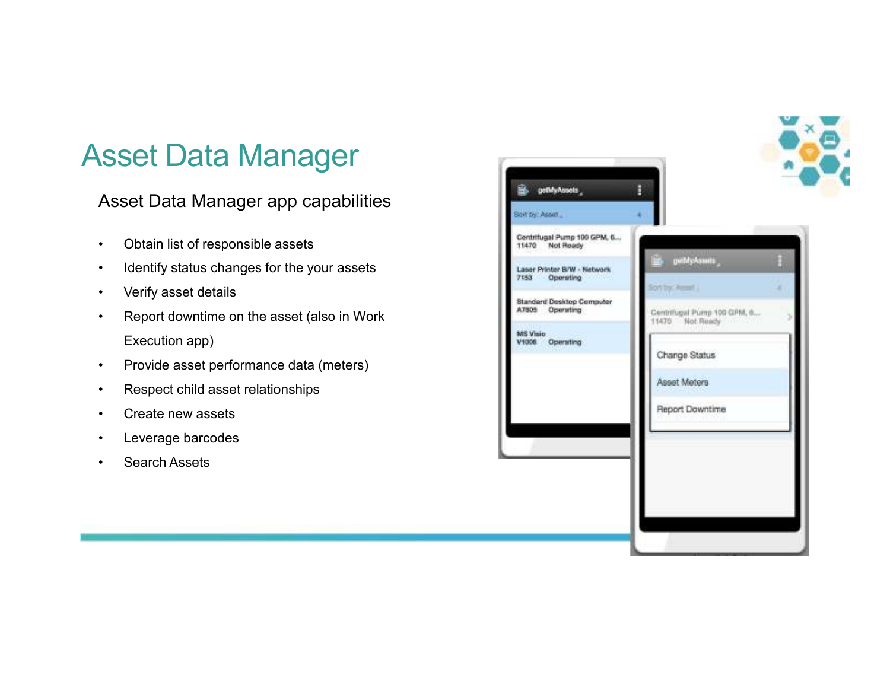# Asset Data Manager

## Asset Data Manager app capabilities

- Obtain list of responsible assets
- Identify status changes for the your assets
- Verify asset details
- Report downtime on the asset (also in Work Execution app)
- Provide asset performance data (meters)
- Respect child asset relationships
- Create new assets
- Leverage barcodes
- Search Assets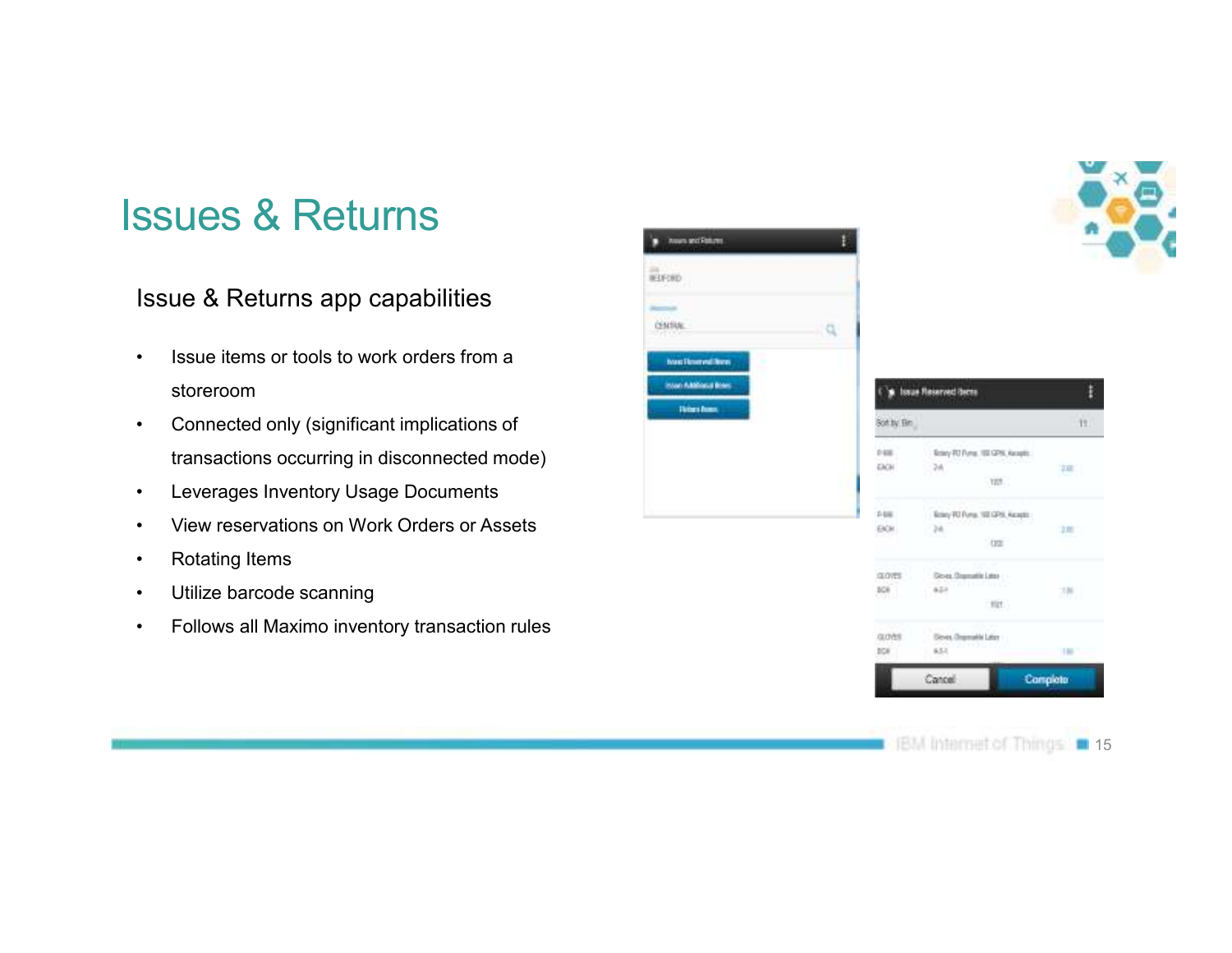# Issues & Returns

## Issue & Returns app capabilities

- Issue items or tools to work orders from a storeroom
- Connected only (significant implications of transactions occurring in disconnected mode)
- Leverages Inventory Usage Documents
- View reservations on Work Orders or Assets
- Rotating Items
- Utilize barcode scanning
- Follows all Maximo inventory transaction rules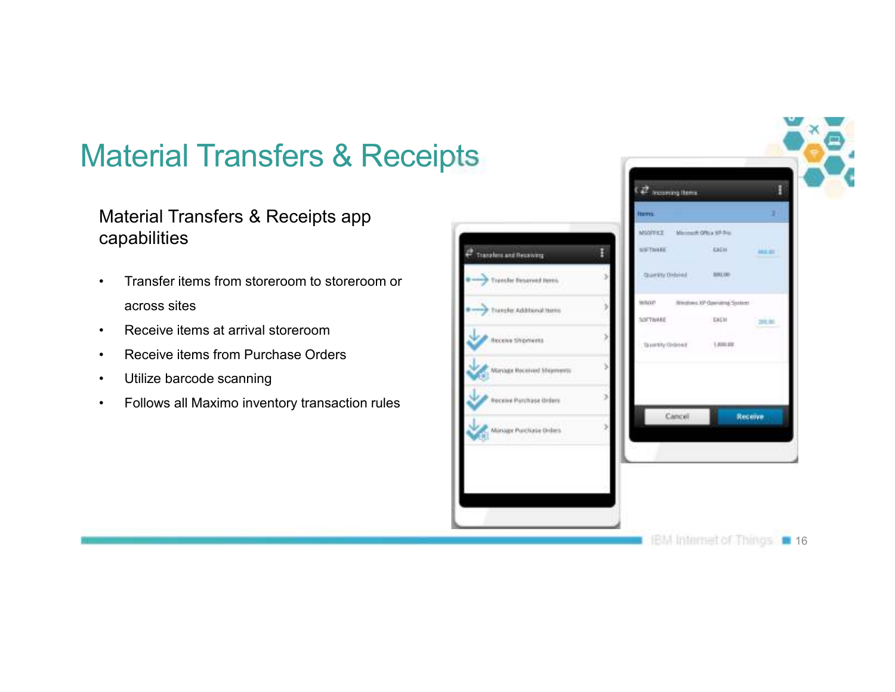# Material Transfers & Receipts

Material Transfers & Receipts app capabilities

- Transfer items from storeroom to storeroom or across sites
- Receive items at arrival storeroom
- Receive items from Purchase Orders
- Utilize barcode scanning
- Follows all Maximo inventory transaction rules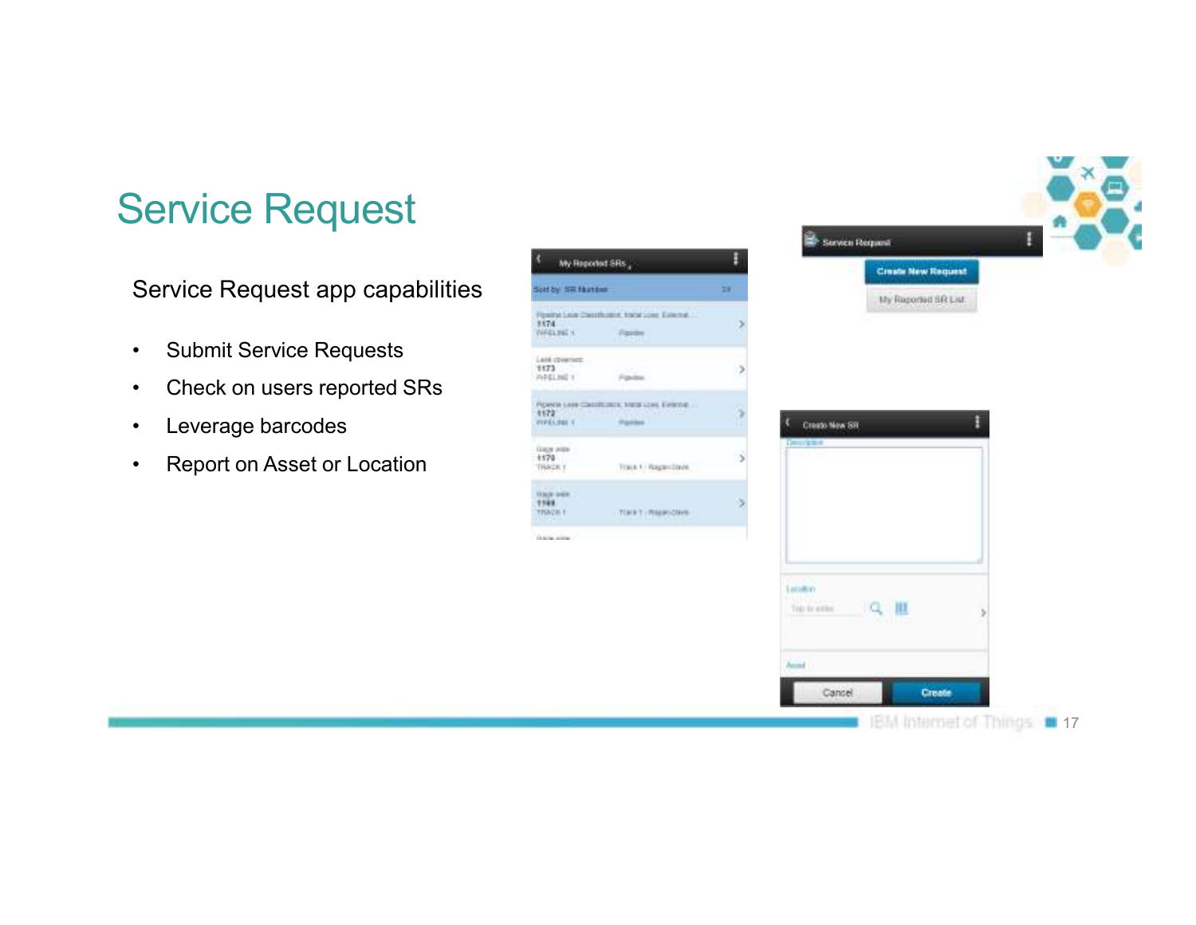# Service Request

Service Request app capabilities

- Submit Service Requests
- Check on users reported SRs
- Leverage barcodes
- Report on Asset or Location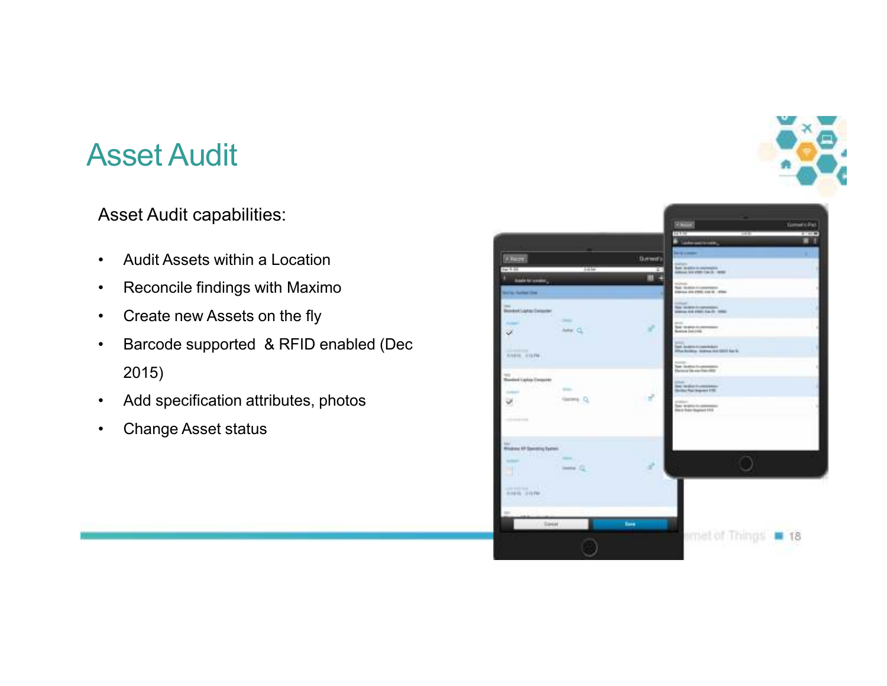# Asset Audit

Asset Audit capabilities:

- Audit Assets within a Location
- Reconcile findings with Maximo
- Create new Assets on the fly
- Barcode supported & RFID enabled (Dec 2015)
- Add specification attributes, photos
- Change Asset status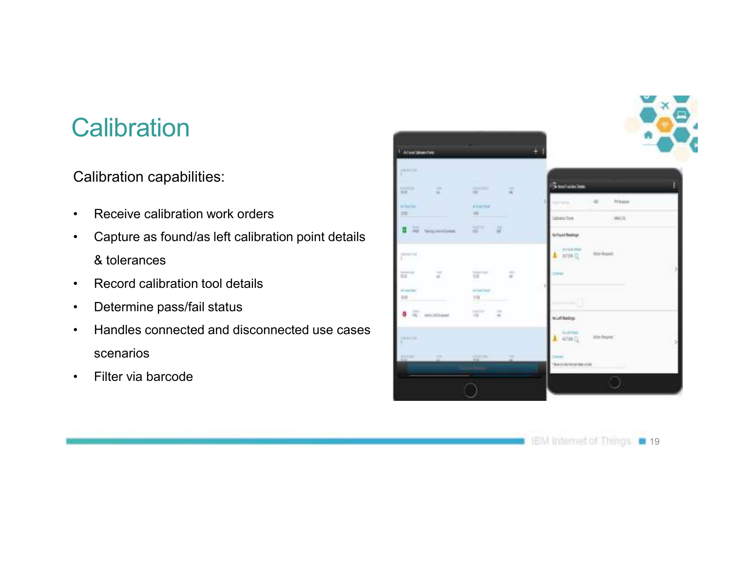# Calibration

Calibration capabilities:

- Receive calibration work orders
- Capture as found/as left calibration point details & tolerances
- Record calibration tool details
- Determine pass/fail status
- Handles connected and disconnected use cases scenarios
- Filter via barcode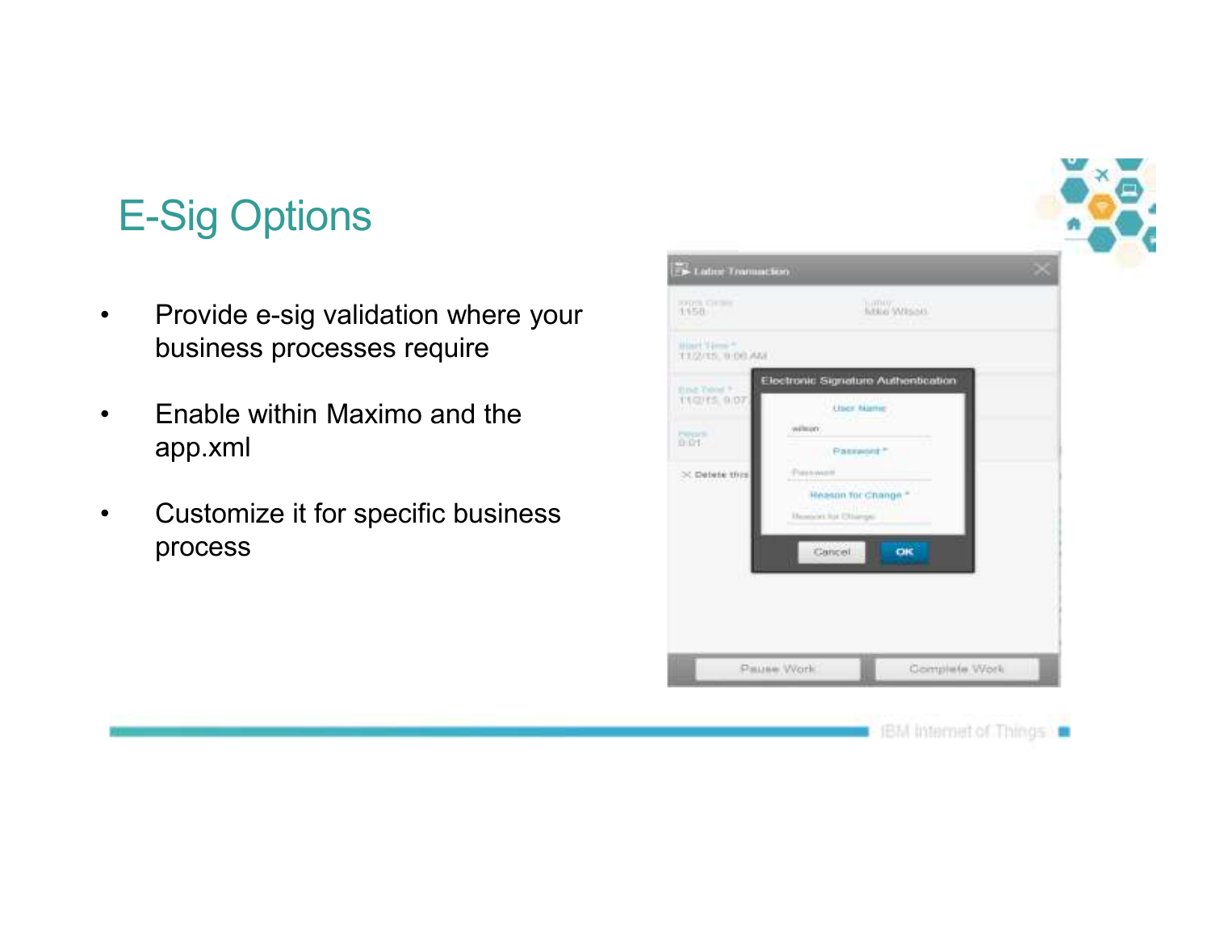# E-Sig Options

- Provide e-sig validation where your business processes require
- Enable within Maximo and the app.xml
- Customize it for specific business process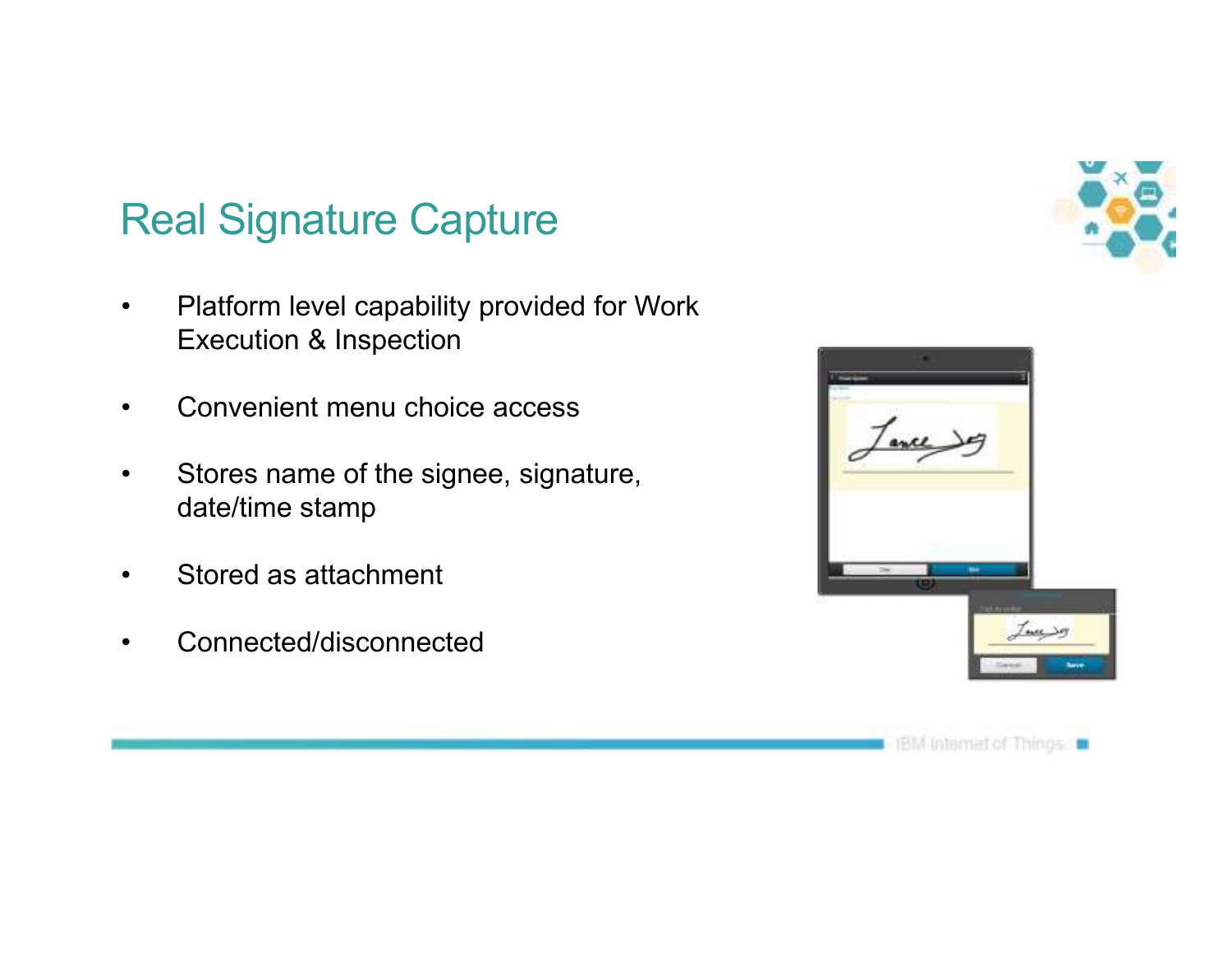# Real Signature Capture

- Platform level capability provided for Work Execution & Inspection
- Convenient menu choice access
- Stores name of the signee, signature, date/time stamp
- Stored as attachment
- Connected/disconnected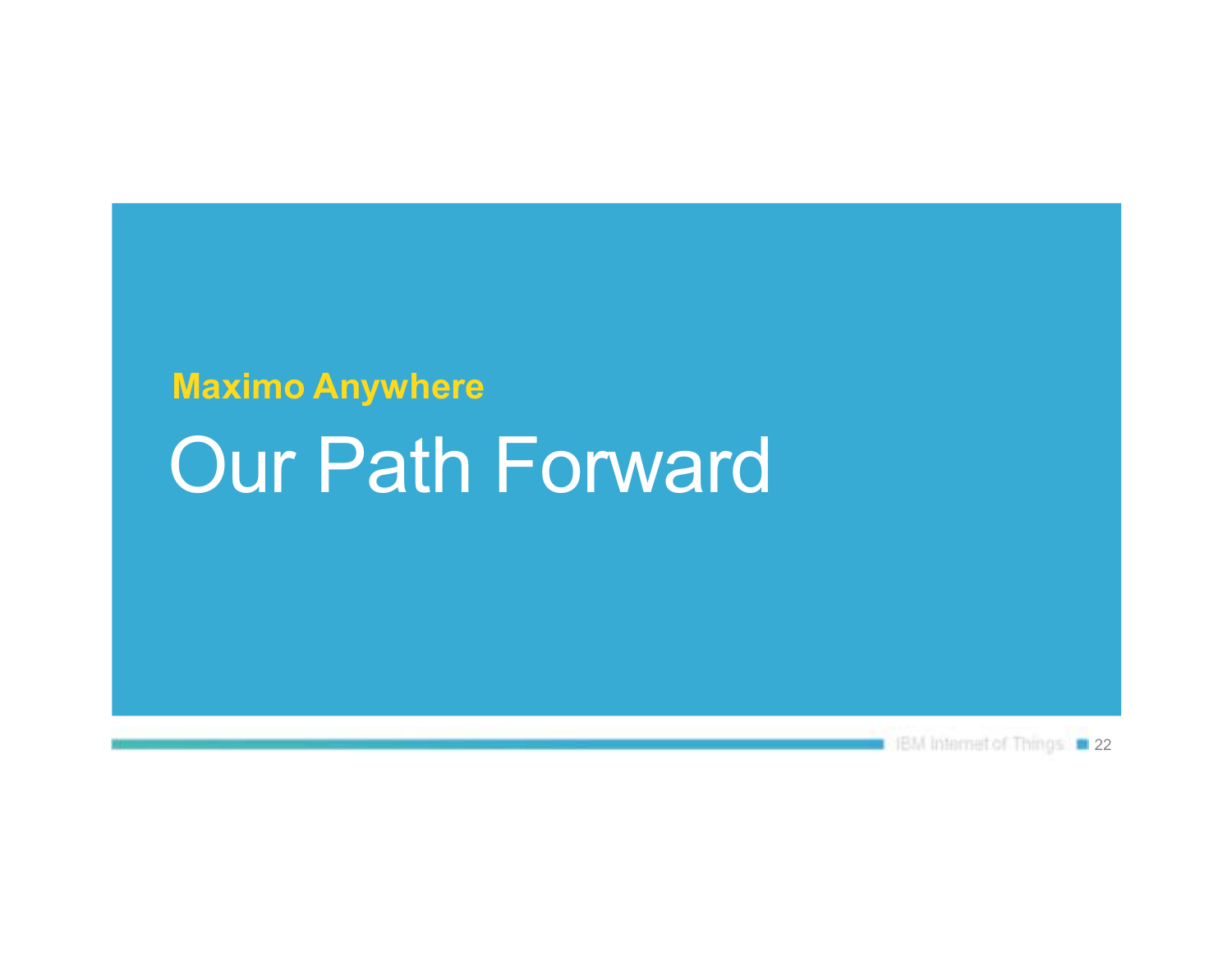**Maximo Anywhere**

# Our Path Forward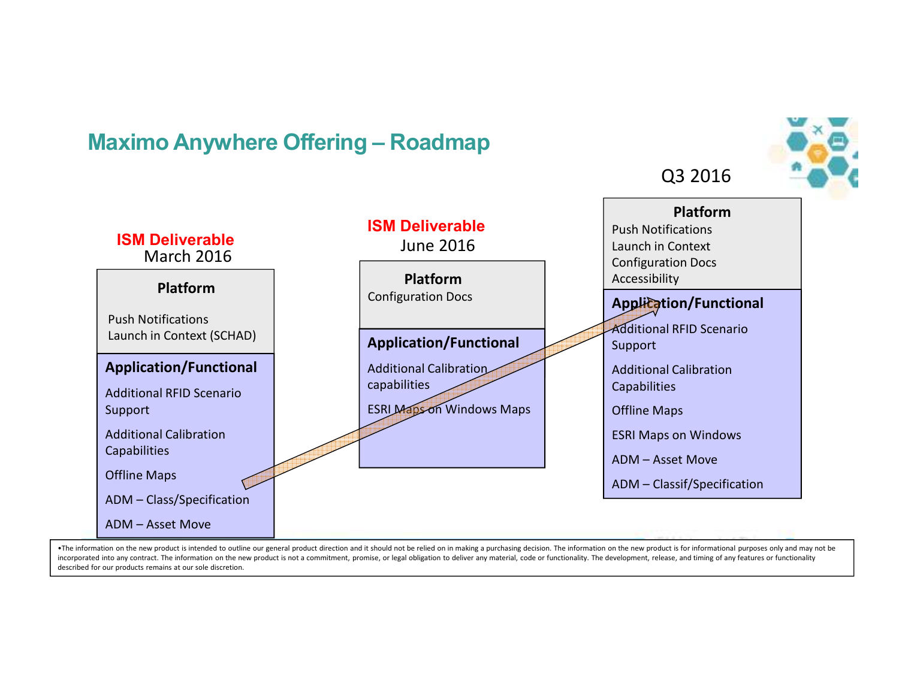# Maximo Anywhere Offering – Roadmap

**ISM Deliverable**
March 2016

**Platform**

Push Notifications
Launch in Context (SCHAD)

**Application/Functional**

Additional RFID Scenario Support

Additional Calibration Capabilities

Offline Maps

ADM – Class/Specification

ADM – Asset Move

**ISM Deliverable**
June 2016

**Platform**

Configuration Docs

**Application/Functional**

Additional Calibration capabilities

ESRI Maps on Windows Maps

Q3 2016

**Platform**

Push Notifications
Launch in Context
Configuration Docs
Accessibility

**Application/Functional**

Additional RFID Scenario Support

Additional Calibration Capabilities

Offline Maps

ESRI Maps on Windows

ADM – Asset Move

ADM – Classif/Specification

•The information on the new product is intended to outline our general product direction and it should not be relied on in making a purchasing decision. The information on the new product is for informational purposes only and may not be incorporated into any contract. The information on the new product is not a commitment, promise, or legal obligation to deliver any material, code or functionality. The development, release, and timing of any features or functionality described for our products remains at our sole discretion.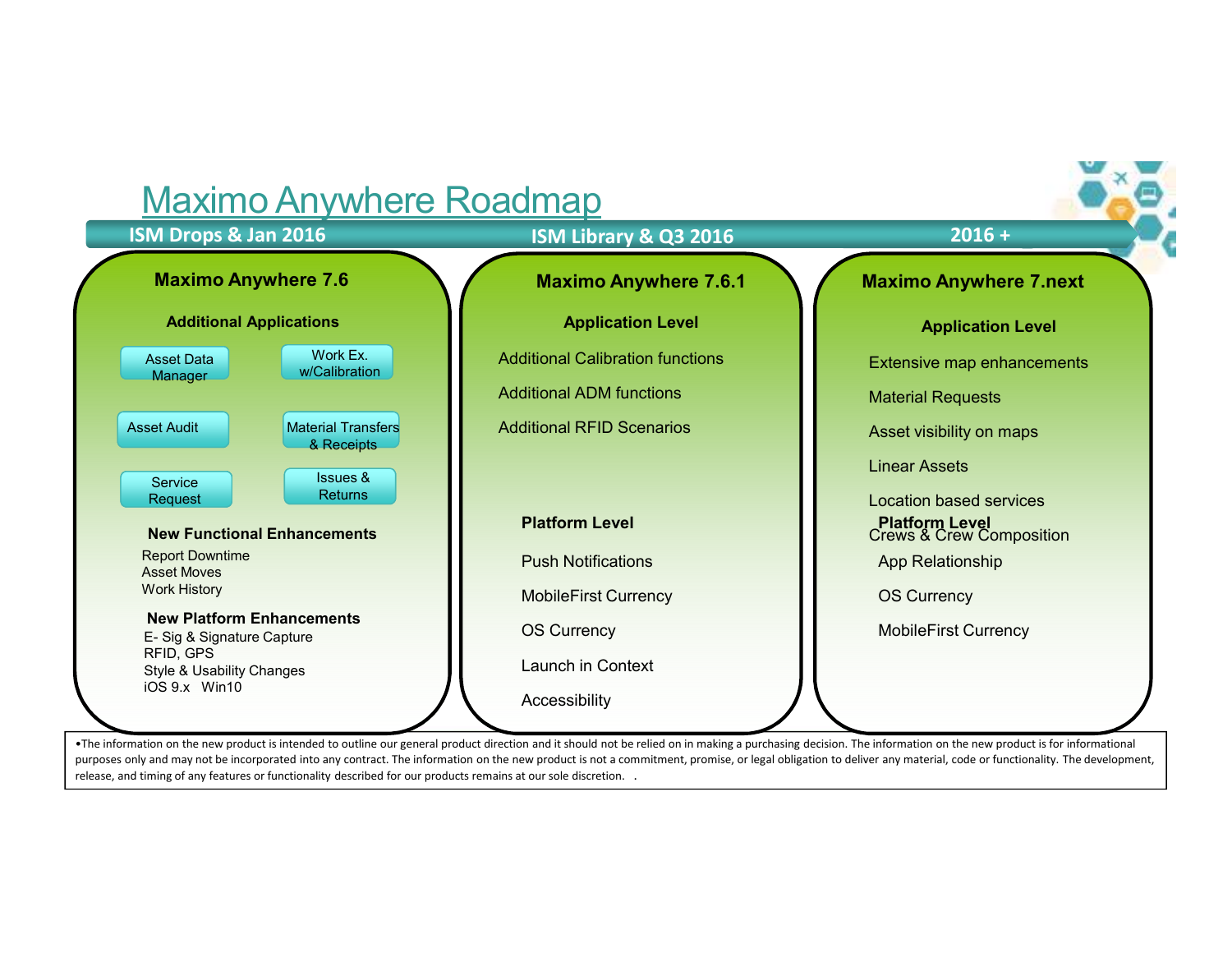# Maximo Anywhere Roadmap

## ISM Drops & Jan 2016

### Maximo Anywhere 7.6

**Additional Applications**

- Asset Data Manager
- Work Ex. w/Calibration
- Asset Audit
- Material Transfers & Receipts
- Service Request
- Issues & Returns

**New Functional Enhancements**

- Report Downtime
- Asset Moves
- Work History

**New Platform Enhancements**

- E- Sig & Signature Capture
- RFID, GPS
- Style & Usability Changes
- iOS 9.x Win10

## ISM Library & Q3 2016

### Maximo Anywhere 7.6.1

**Application Level**

- Additional Calibration functions
- Additional ADM functions
- Additional RFID Scenarios

**Platform Level**

- Push Notifications
- MobileFirst Currency
- OS Currency
- Launch in Context
- Accessibility

## 2016 +

### Maximo Anywhere 7.next

**Application Level**

- Extensive map enhancements
- Material Requests
- Asset visibility on maps
- Linear Assets
- Location based services
- Crews & Crew Composition

**Platform Level**

- App Relationship
- OS Currency
- MobileFirst Currency

•The information on the new product is intended to outline our general product direction and it should not be relied on in making a purchasing decision. The information on the new product is for informational purposes only and may not be incorporated into any contract. The information on the new product is not a commitment, promise, or legal obligation to deliver any material, code or functionality. The development, release, and timing of any features or functionality described for our products remains at our sole discretion. .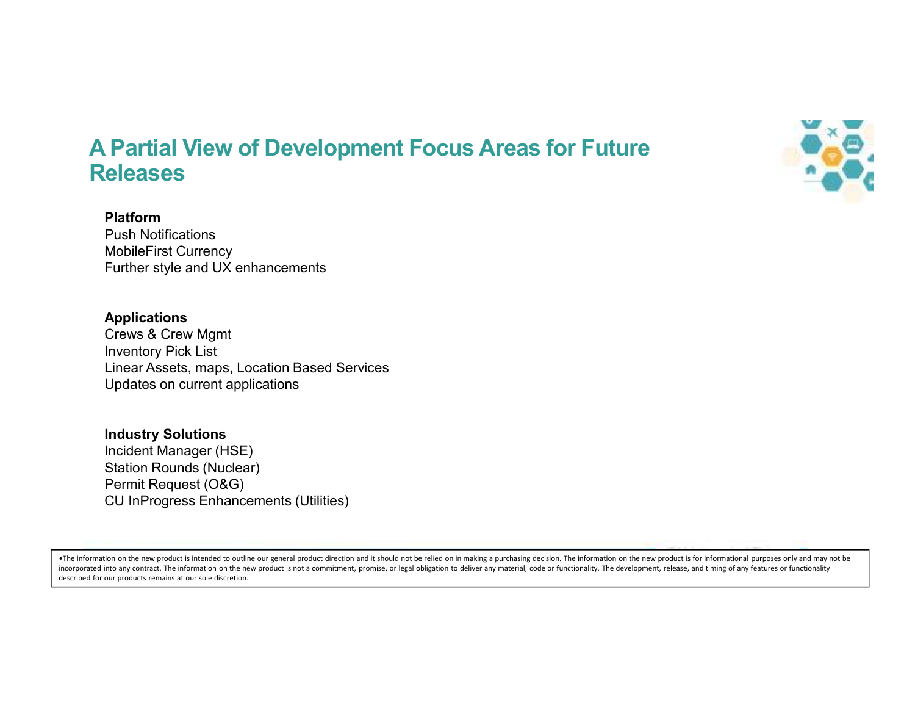# A Partial View of Development Focus Areas for Future Releases

**Platform**

Push Notifications
MobileFirst Currency
Further style and UX enhancements

**Applications**

Crews & Crew Mgmt
Inventory Pick List
Linear Assets, maps, Location Based Services
Updates on current applications

**Industry Solutions**

Incident Manager (HSE)
Station Rounds (Nuclear)
Permit Request (O&G)
CU InProgress Enhancements (Utilities)

•The information on the new product is intended to outline our general product direction and it should not be relied on in making a purchasing decision. The information on the new product is for informational purposes only and may not be incorporated into any contract. The information on the new product is not a commitment, promise, or legal obligation to deliver any material, code or functionality. The development, release, and timing of any features or functionality described for our products remains at our sole discretion.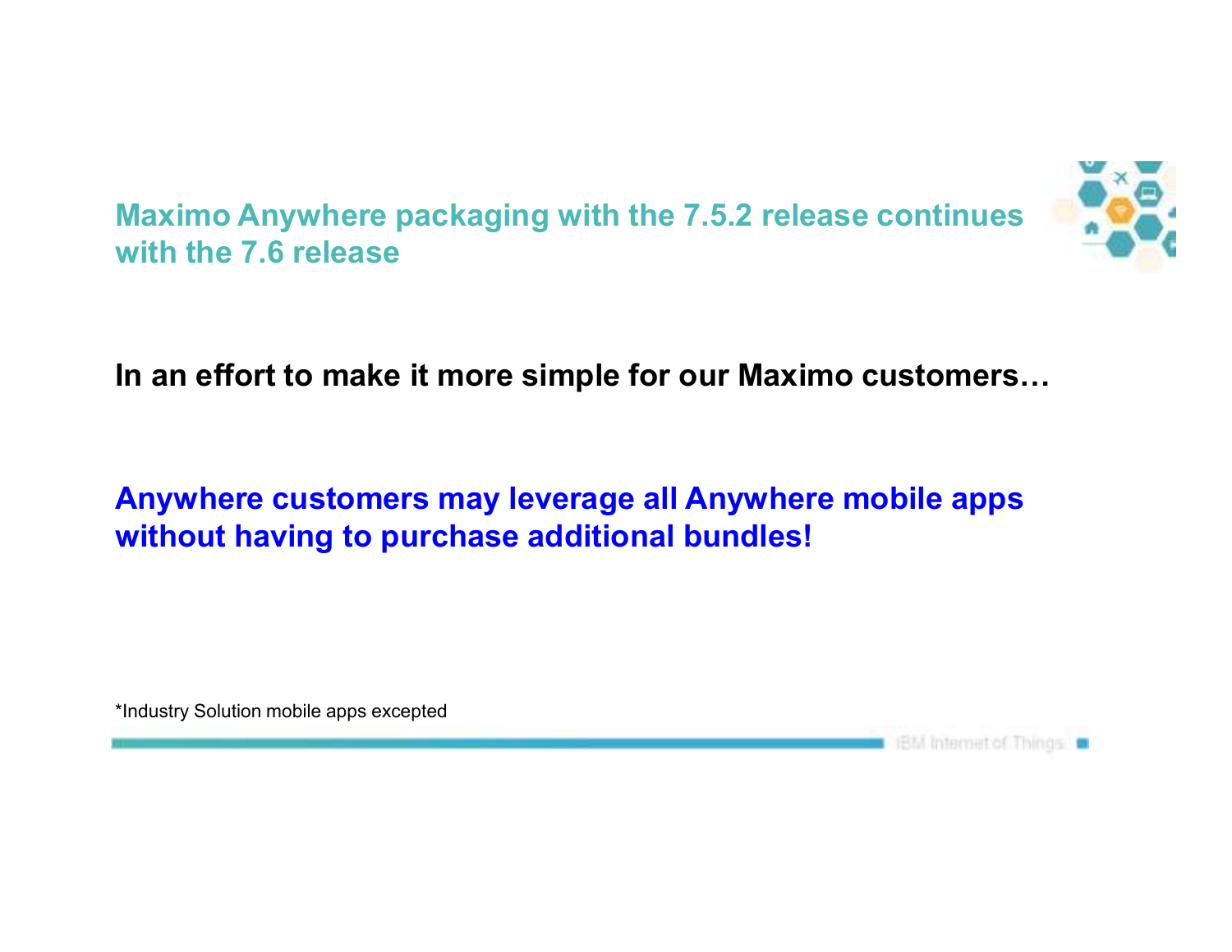## Maximo Anywhere packaging with the 7.5.2 release continues with the 7.6 release

**In an effort to make it more simple for our Maximo customers…**

**Anywhere customers may leverage all Anywhere mobile apps without having to purchase additional bundles!**

*Industry Solution mobile apps excepted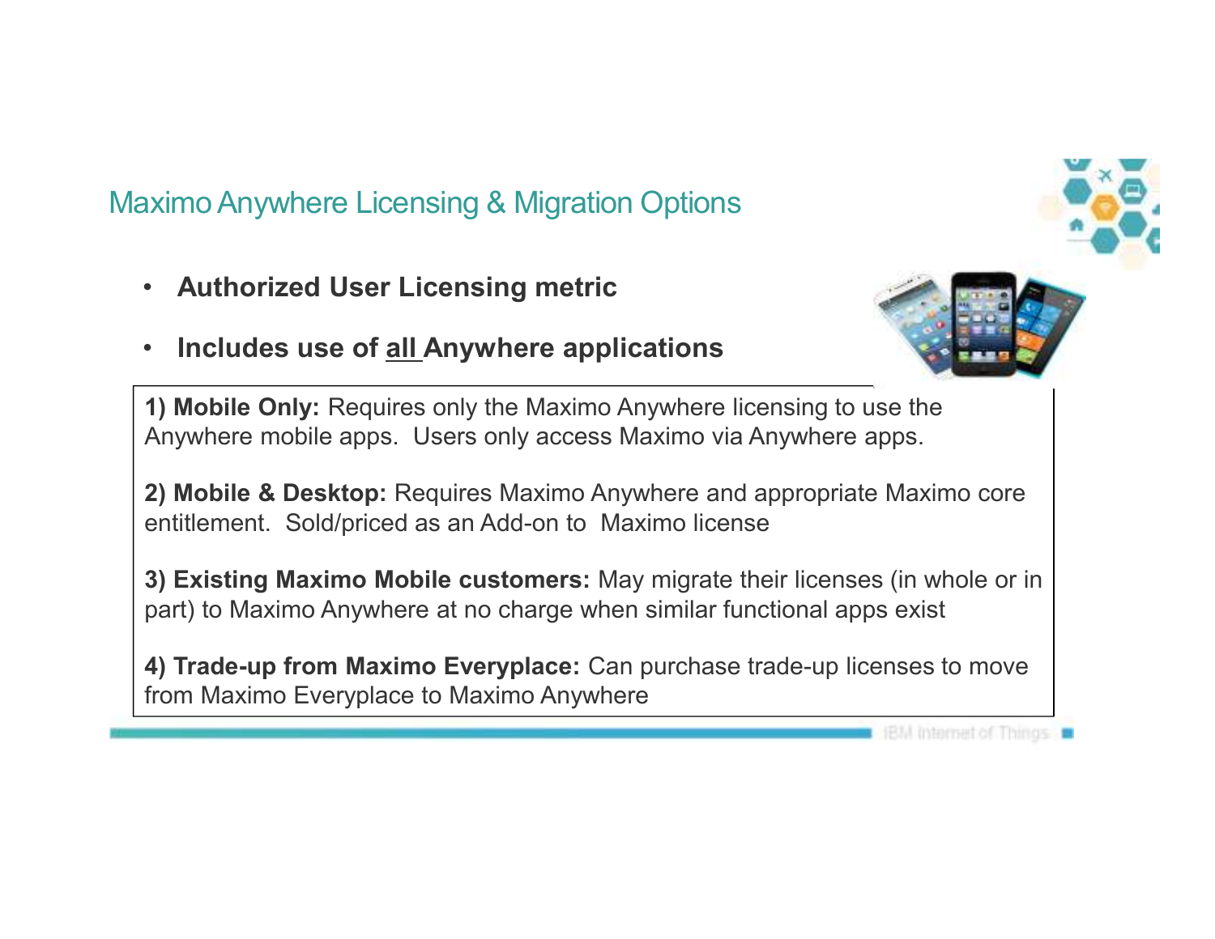## Maximo Anywhere Licensing & Migration Options

- **Authorized User Licensing metric**
- **Includes use of all Anywhere applications**

**1) Mobile Only:** Requires only the Maximo Anywhere licensing to use the Anywhere mobile apps. Users only access Maximo via Anywhere apps.

**2) Mobile & Desktop:** Requires Maximo Anywhere and appropriate Maximo core entitlement. Sold/priced as an Add-on to Maximo license

**3) Existing Maximo Mobile customers:** May migrate their licenses (in whole or in part) to Maximo Anywhere at no charge when similar functional apps exist

**4) Trade-up from Maximo Everyplace:** Can purchase trade-up licenses to move from Maximo Everyplace to Maximo Anywhere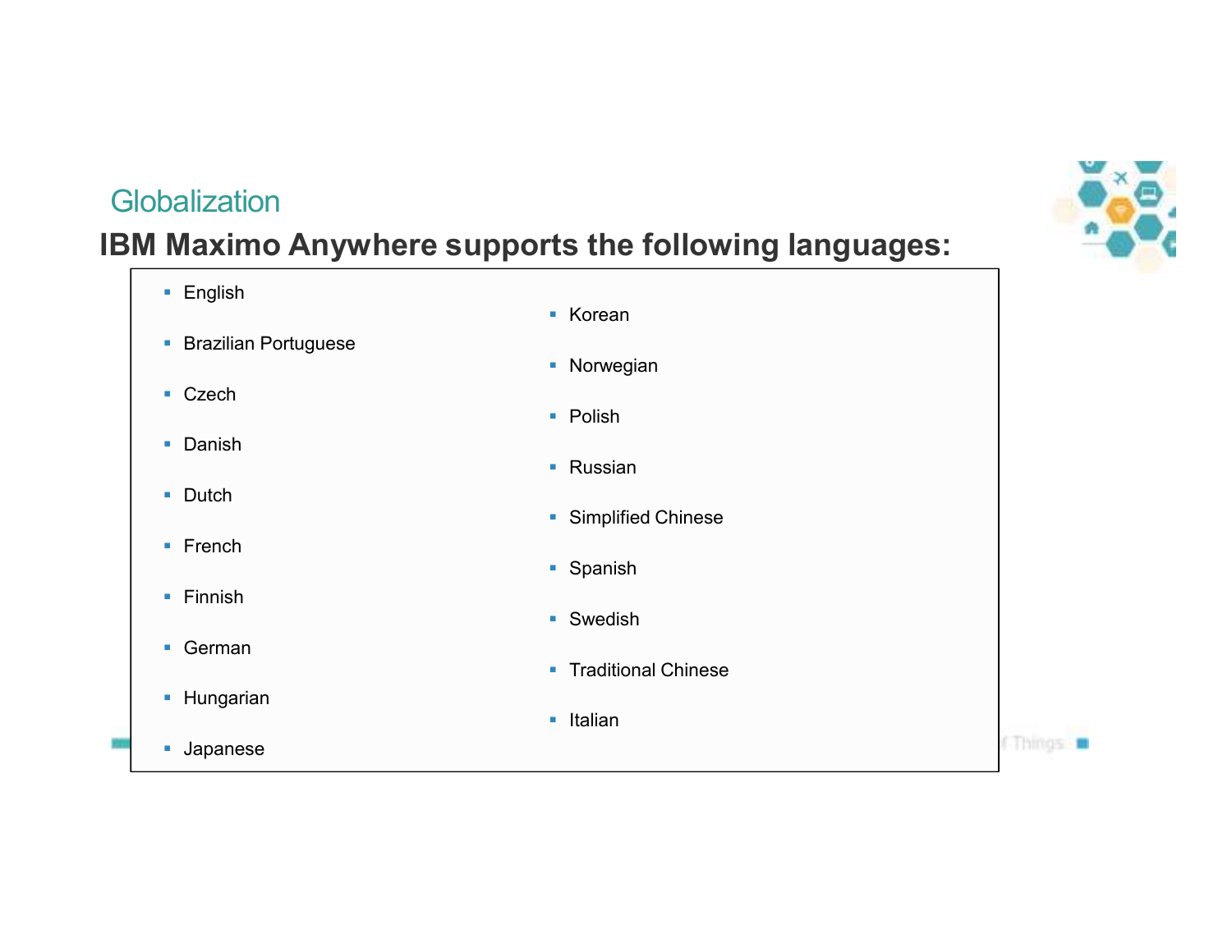## Globalization

**IBM Maximo Anywhere supports the following languages:**

- English
- Brazilian Portuguese
- Czech
- Danish
- Dutch
- French
- Finnish
- German
- Hungarian
- Japanese
- Korean
- Norwegian
- Polish
- Russian
- Simplified Chinese
- Spanish
- Swedish
- Traditional Chinese
- Italian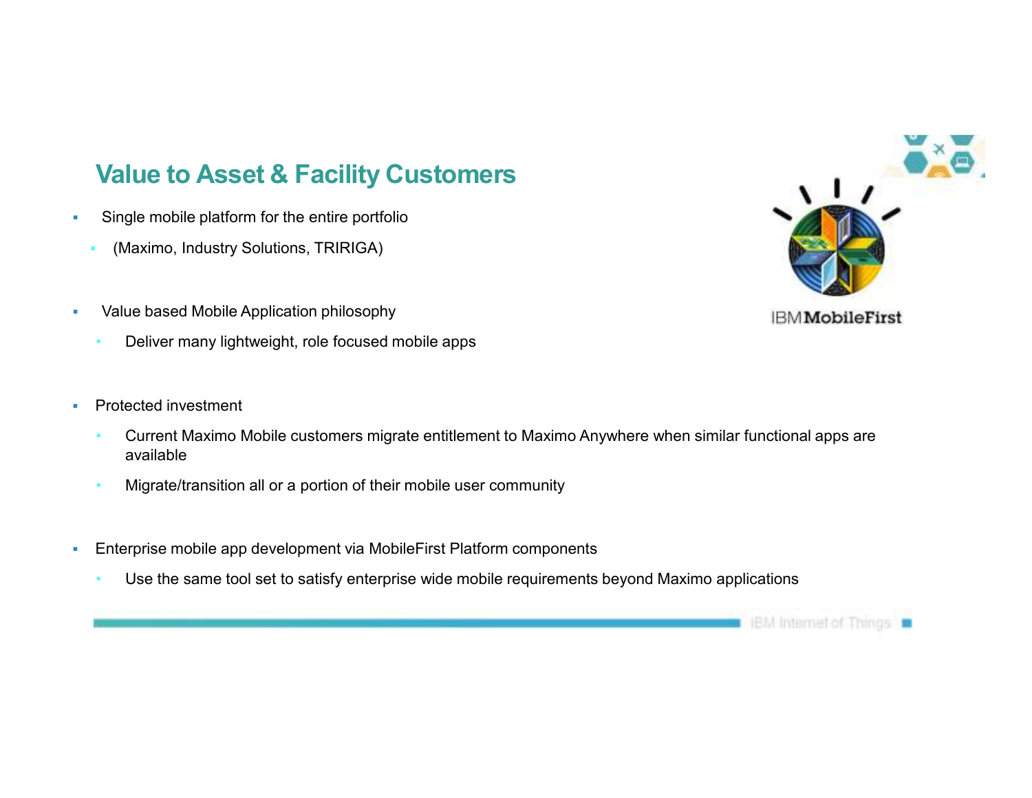## Value to Asset & Facility Customers

- Single mobile platform for the entire portfolio
  - (Maximo, Industry Solutions, TRIRIGA)
- Value based Mobile Application philosophy
  - Deliver many lightweight, role focused mobile apps
- Protected investment
  - Current Maximo Mobile customers migrate entitlement to Maximo Anywhere when similar functional apps are available
  - Migrate/transition all or a portion of their mobile user community
- Enterprise mobile app development via MobileFirst Platform components
  - Use the same tool set to satisfy enterprise wide mobile requirements beyond Maximo applications

IBM MobileFirst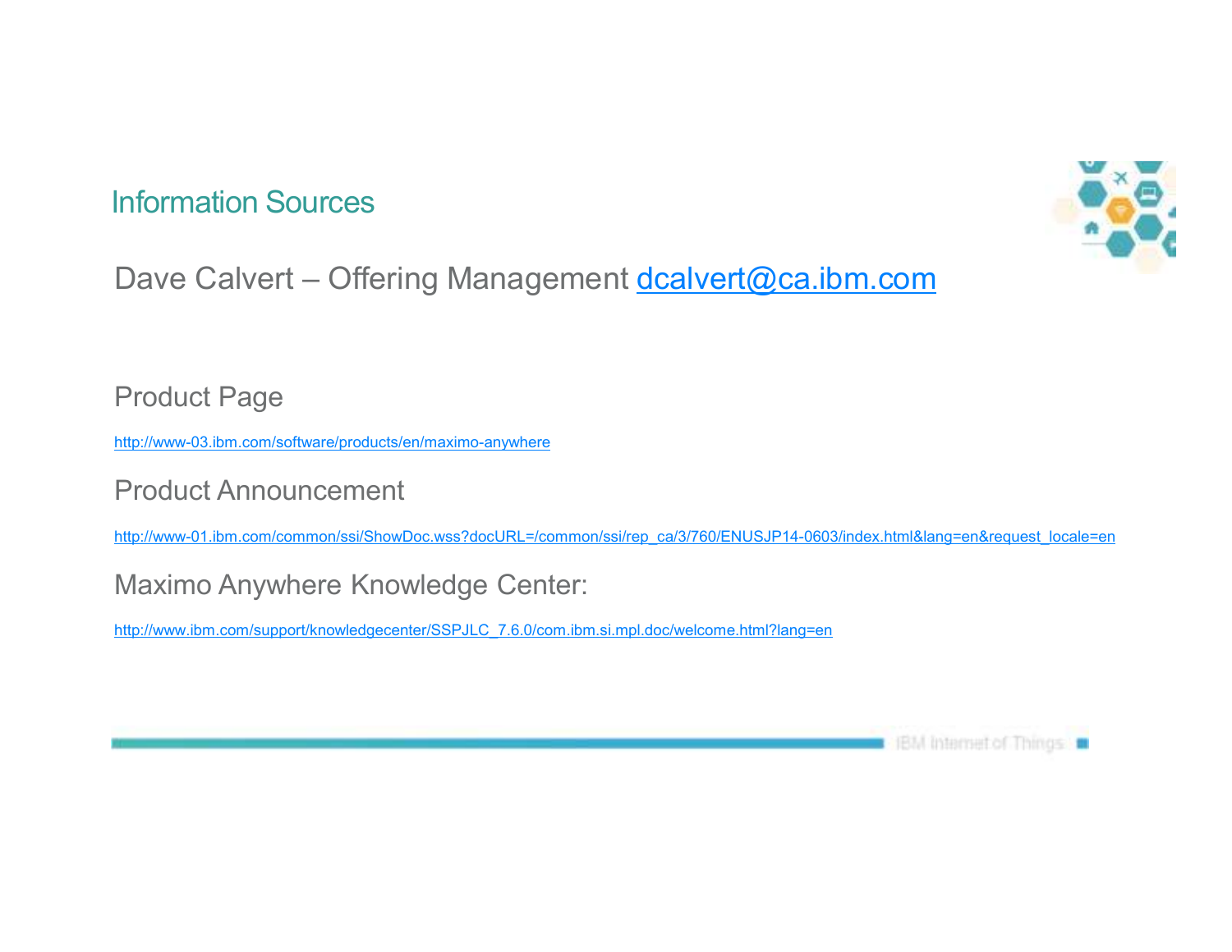# Information Sources

Dave Calvert – Offering Management dcalvert@ca.ibm.com

## Product Page

http://www-03.ibm.com/software/products/en/maximo-anywhere

## Product Announcement

http://www-01.ibm.com/common/ssi/ShowDoc.wss?docURL=/common/ssi/rep_ca/3/760/ENUSJP14-0603/index.html&lang=en&request_locale=en

## Maximo Anywhere Knowledge Center:

http://www.ibm.com/support/knowledgecenter/SSPJLC_7.6.0/com.ibm.si.mpl.doc/welcome.html?lang=en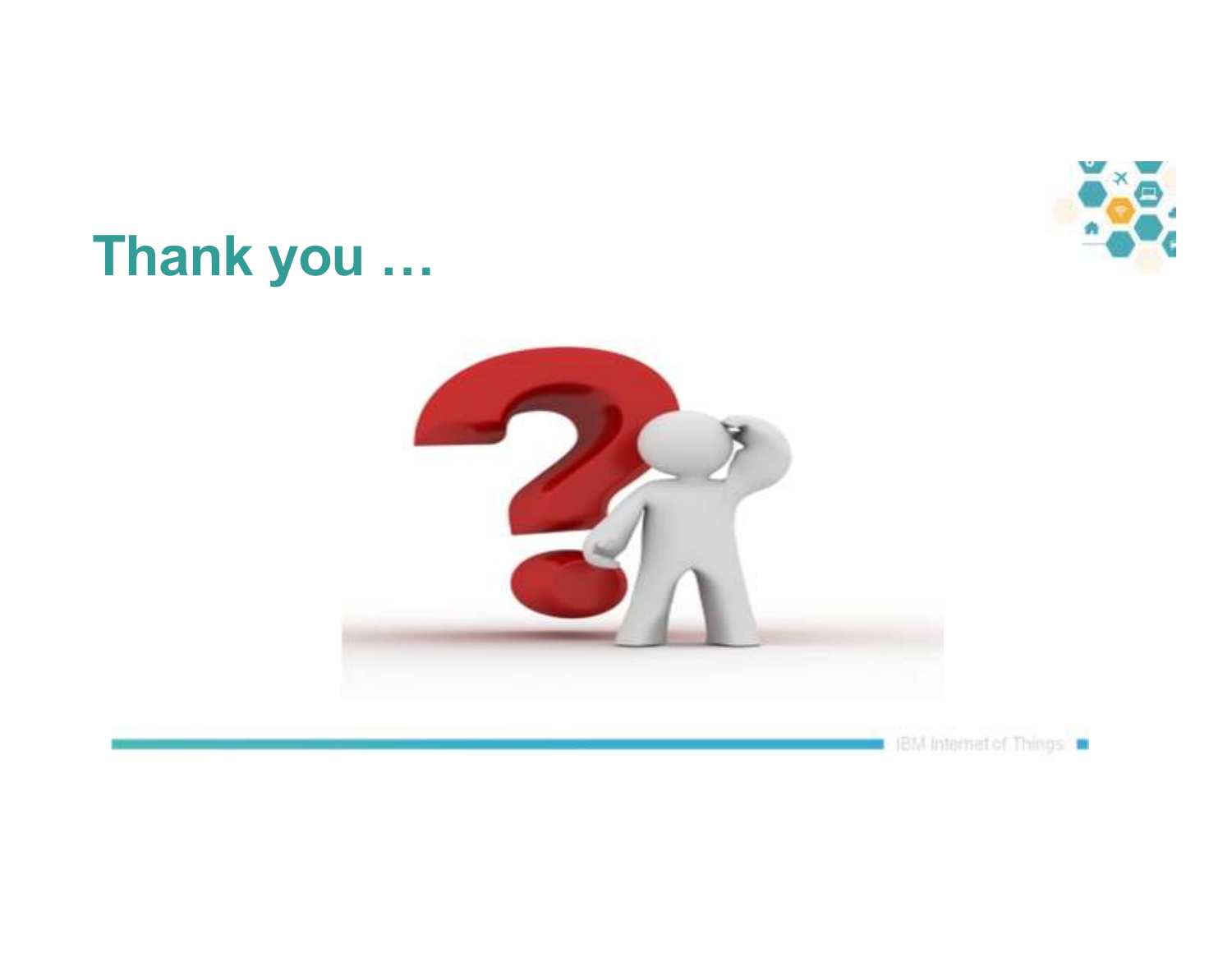## Thank you …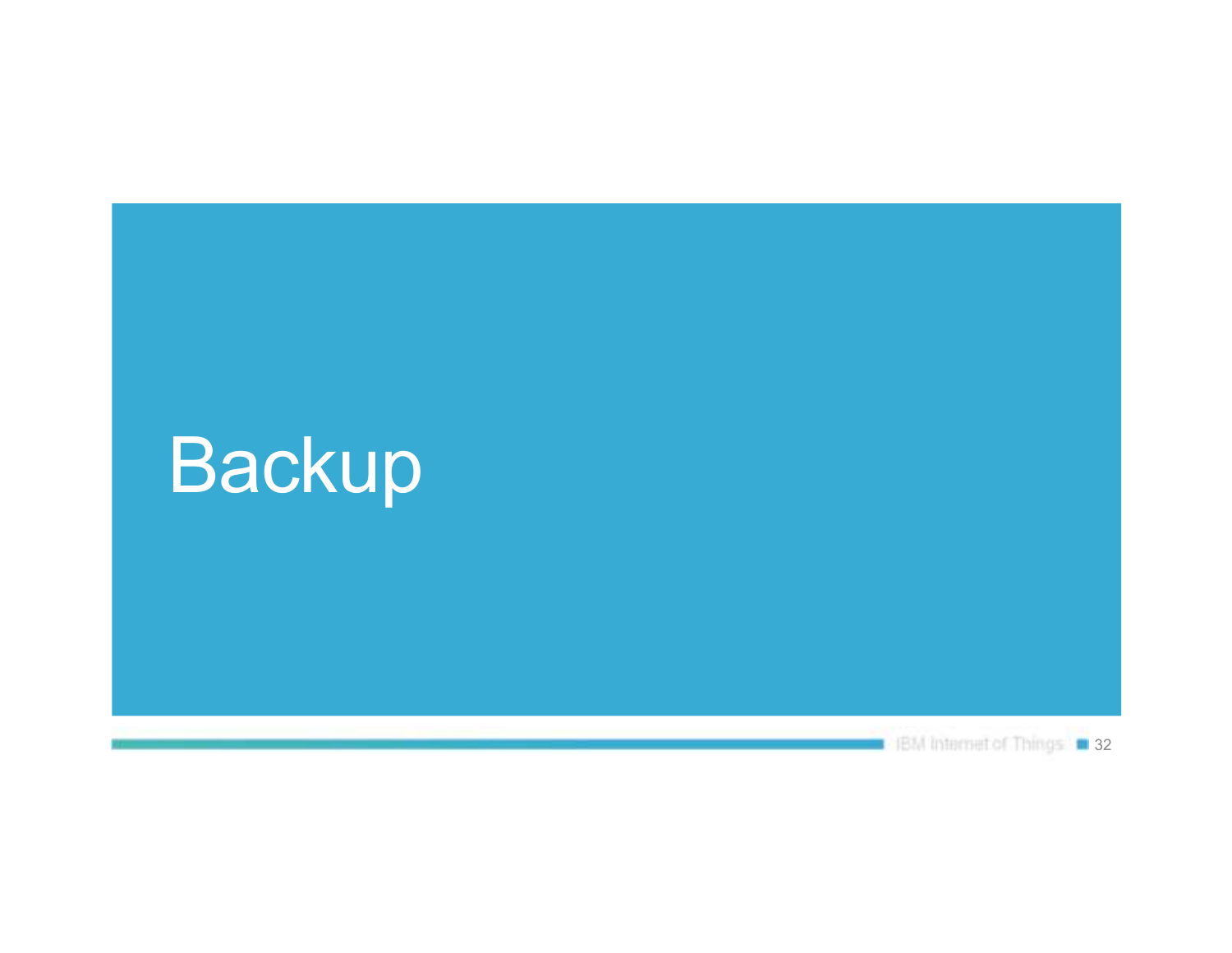# Backup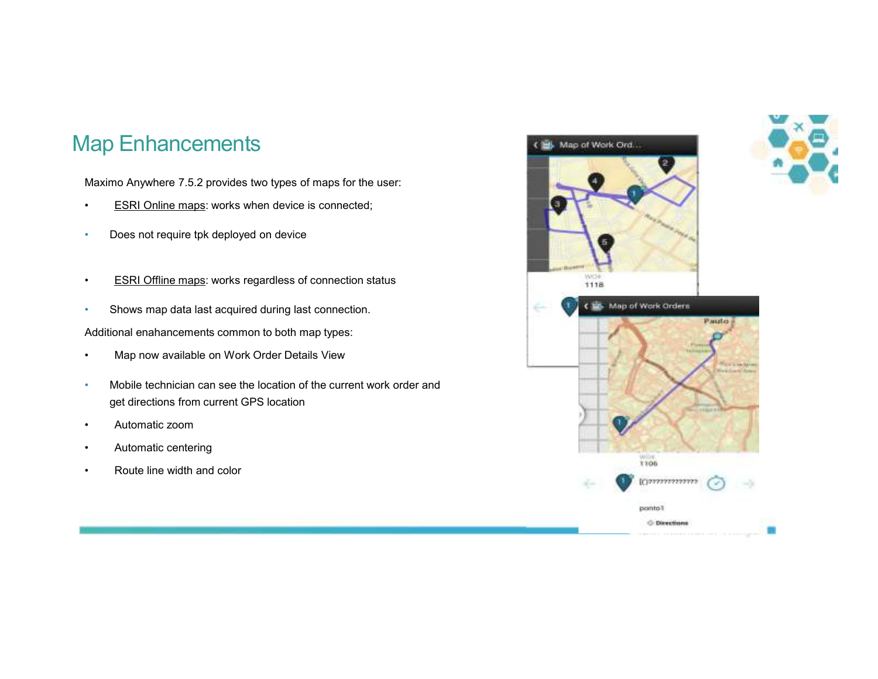# Map Enhancements

Maximo Anywhere 7.5.2 provides two types of maps for the user:

- ESRI Online maps: works when device is connected;
  - Does not require tpk deployed on device
- ESRI Offline maps: works regardless of connection status
  - Shows map data last acquired during last connection.

Additional enahancements common to both map types:

- Map now available on Work Order Details View
  - Mobile technician can see the location of the current work order and get directions from current GPS location
- Automatic zoom
- Automatic centering
- Route line width and color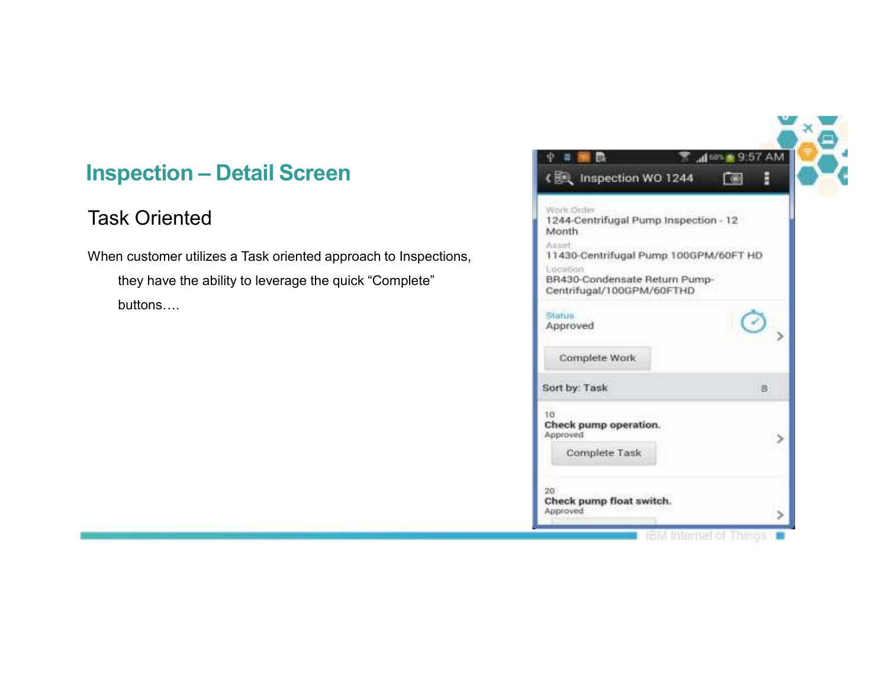# Inspection – Detail Screen

## Task Oriented

When customer utilizes a Task oriented approach to Inspections, they have the ability to leverage the quick "Complete" buttons….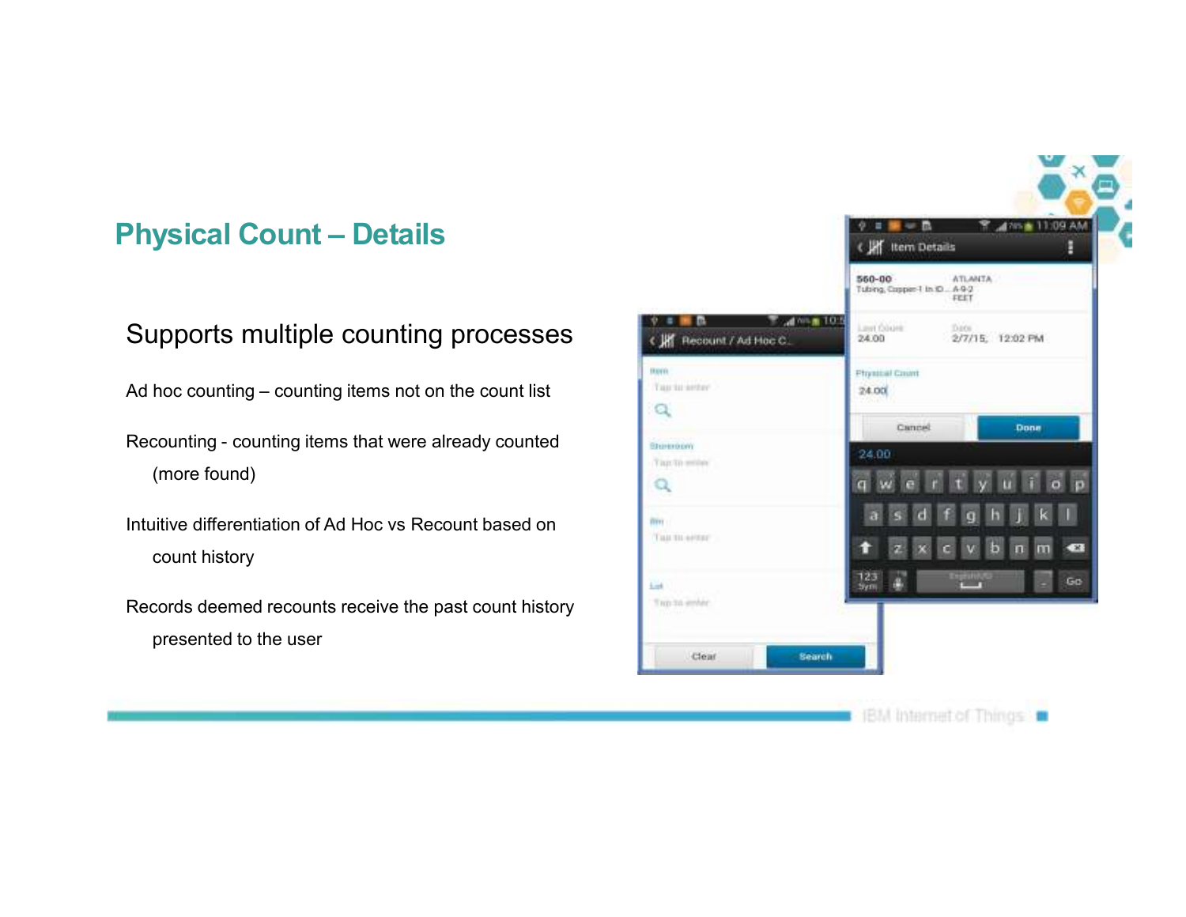## Physical Count – Details

Supports multiple counting processes

Ad hoc counting – counting items not on the count list

Recounting - counting items that were already counted (more found)

Intuitive differentiation of Ad Hoc vs Recount based on count history

Records deemed recounts receive the past count history presented to the user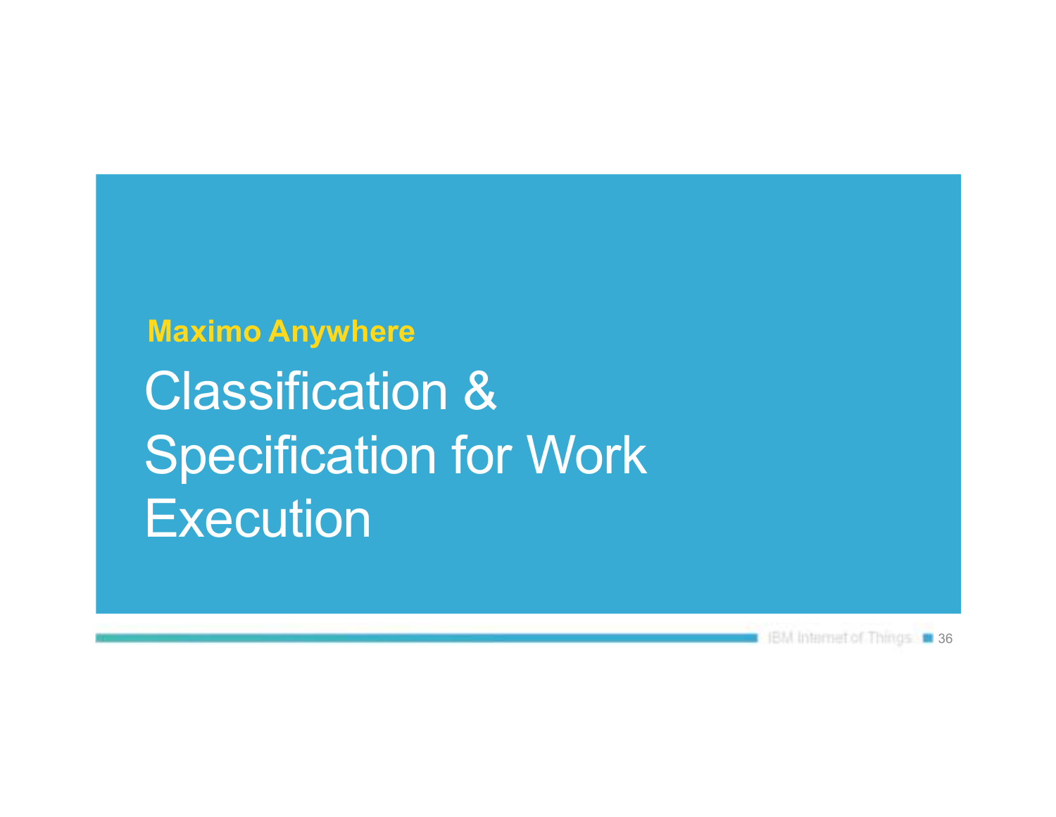**Maximo Anywhere**

# Classification & Specification for Work Execution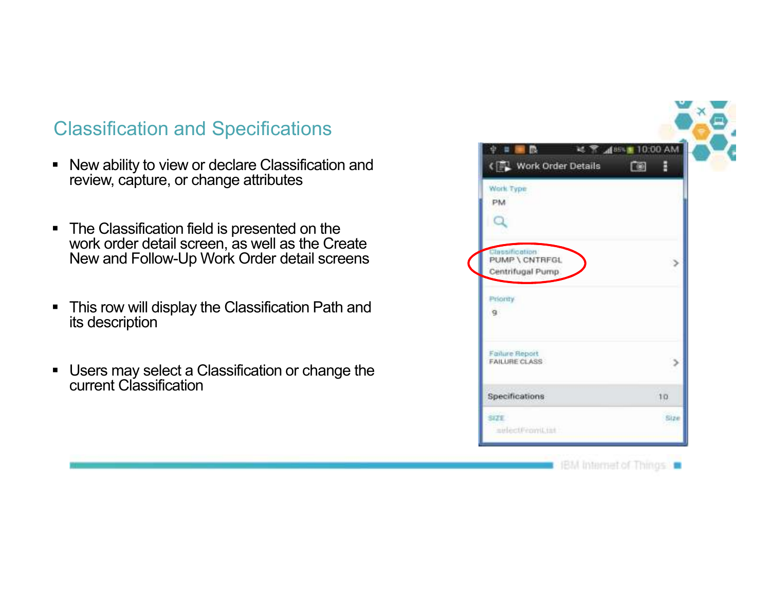## Classification and Specifications

- New ability to view or declare Classification and review, capture, or change attributes
- The Classification field is presented on the work order detail screen, as well as the Create New and Follow-Up Work Order detail screens
- This row will display the Classification Path and its description
- Users may select a Classification or change the current Classification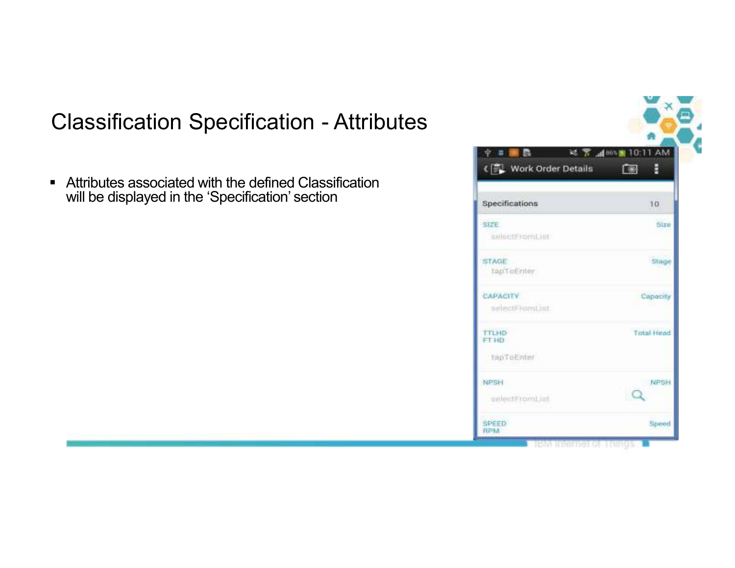# Classification Specification - Attributes

- Attributes associated with the defined Classification will be displayed in the 'Specification' section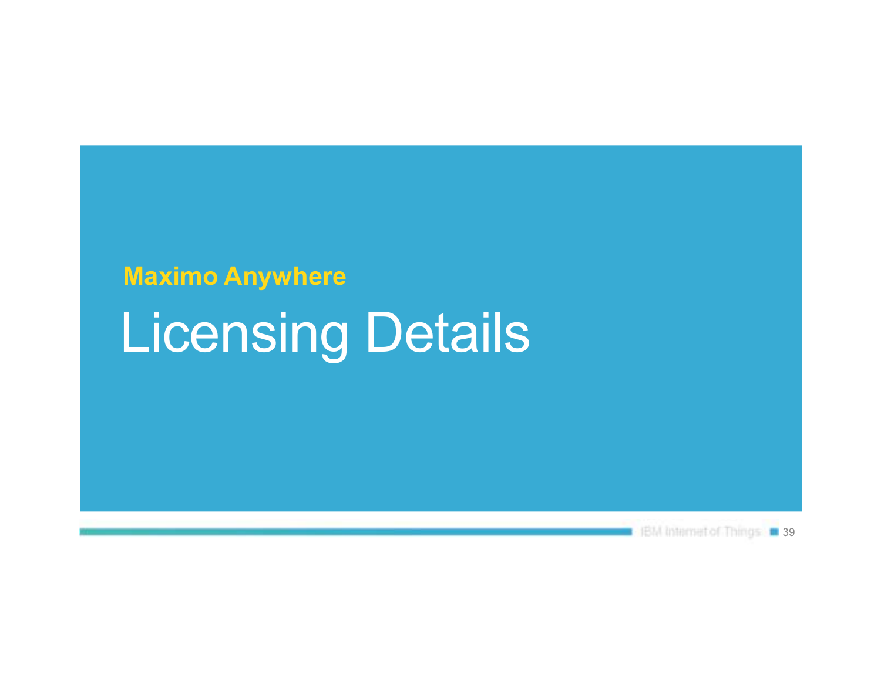**Maximo Anywhere**

# Licensing Details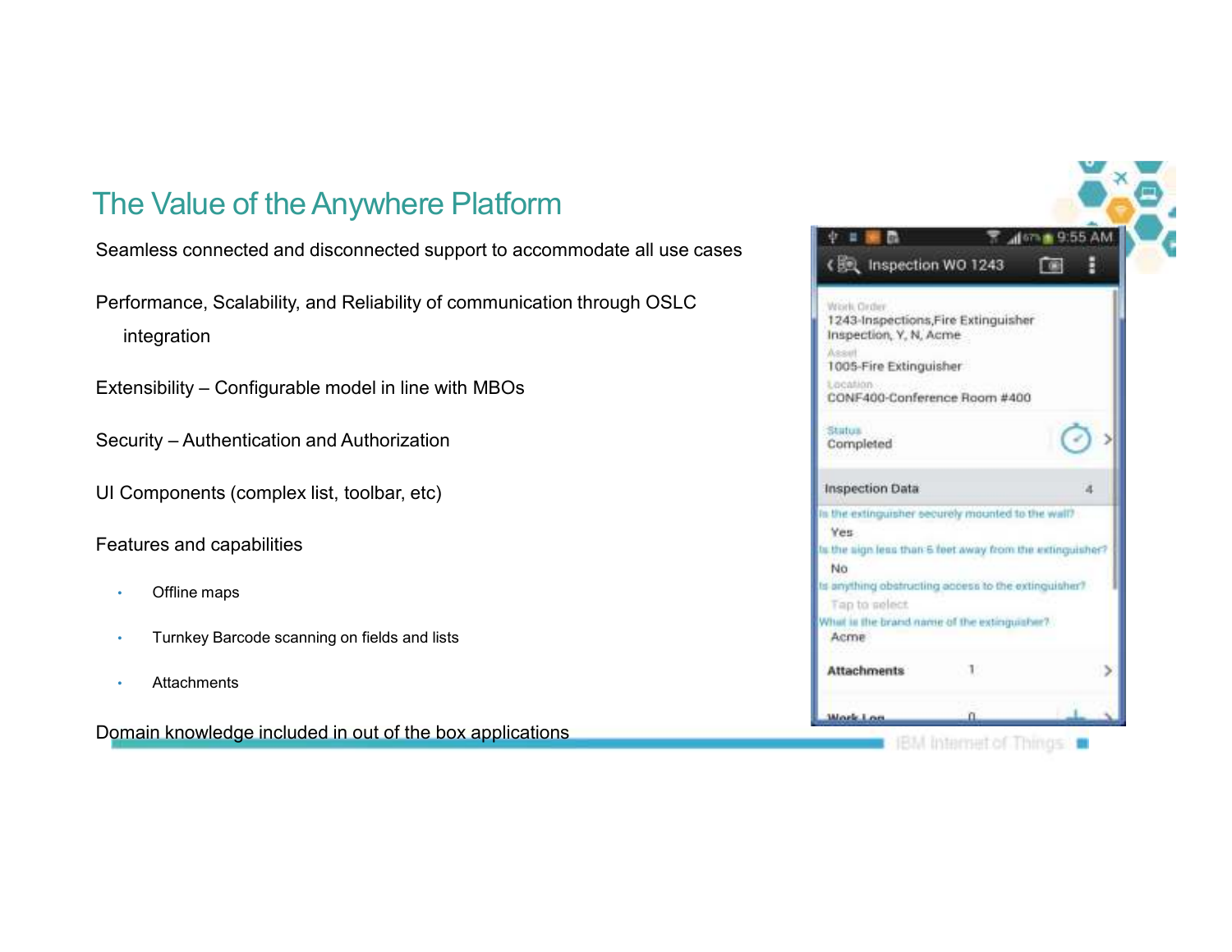# The Value of the Anywhere Platform

Seamless connected and disconnected support to accommodate all use cases

Performance, Scalability, and Reliability of communication through OSLC integration

Extensibility – Configurable model in line with MBOs

Security – Authentication and Authorization

UI Components (complex list, toolbar, etc)

Features and capabilities

- Offline maps
- Turnkey Barcode scanning on fields and lists
- Attachments

Domain knowledge included in out of the box applications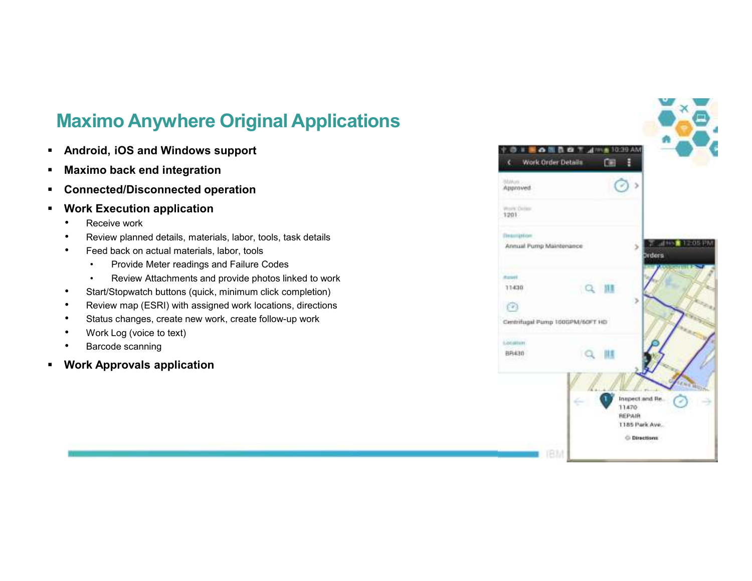# Maximo Anywhere Original Applications

- **Android, iOS and Windows support**
- **Maximo back end integration**
- **Connected/Disconnected operation**
- **Work Execution application**
  - Receive work
  - Review planned details, materials, labor, tools, task details
  - Feed back on actual materials, labor, tools
    - Provide Meter readings and Failure Codes
    - Review Attachments and provide photos linked to work
  - Start/Stopwatch buttons (quick, minimum click completion)
  - Review map (ESRI) with assigned work locations, directions
  - Status changes, create new work, create follow-up work
  - Work Log (voice to text)
  - Barcode scanning
- **Work Approvals application**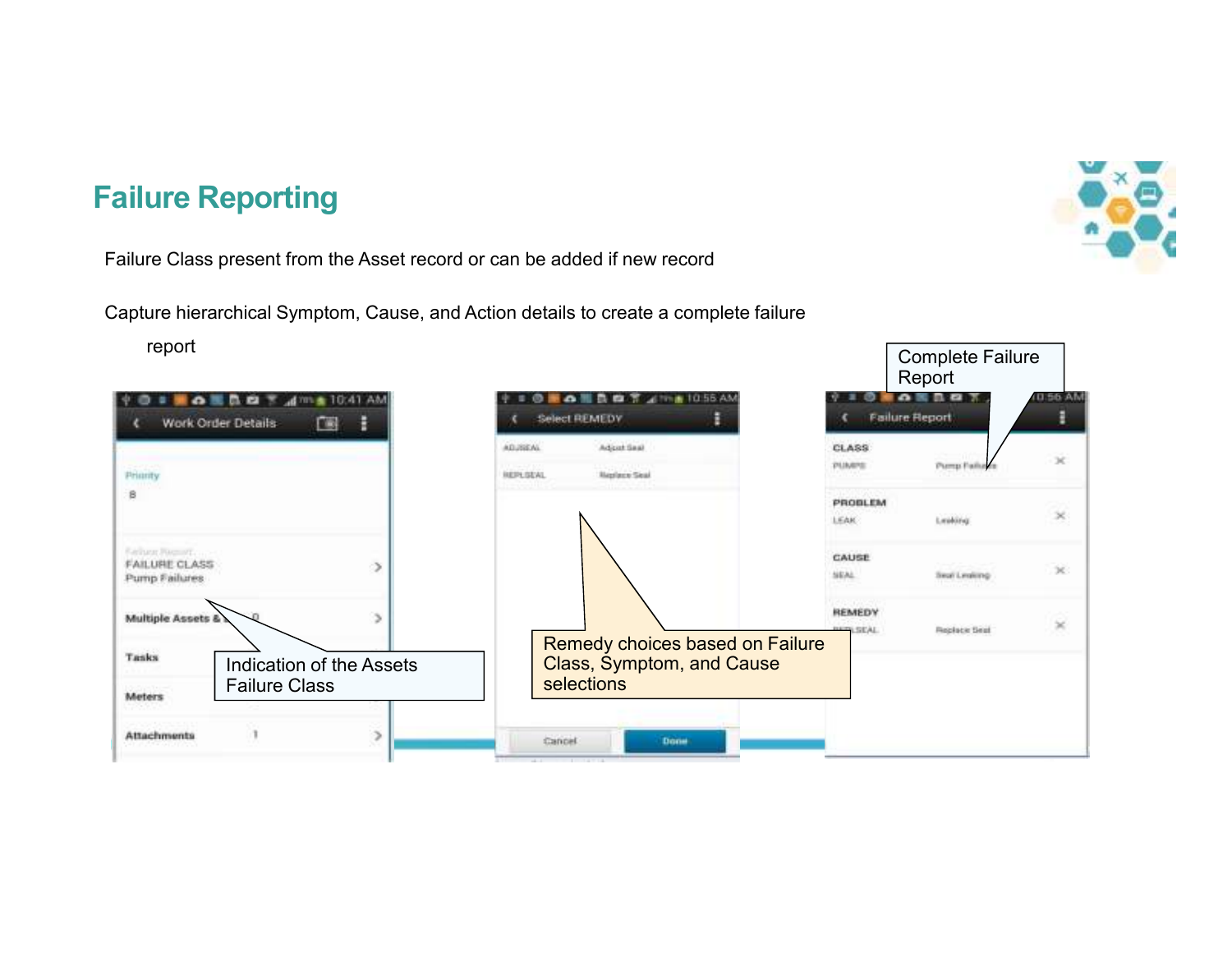# Failure Reporting

Failure Class present from the Asset record or can be added if new record

Capture hierarchical Symptom, Cause, and Action details to create a complete failure report

Indication of the Assets Failure Class

Remedy choices based on Failure Class, Symptom, and Cause selections

Complete Failure Report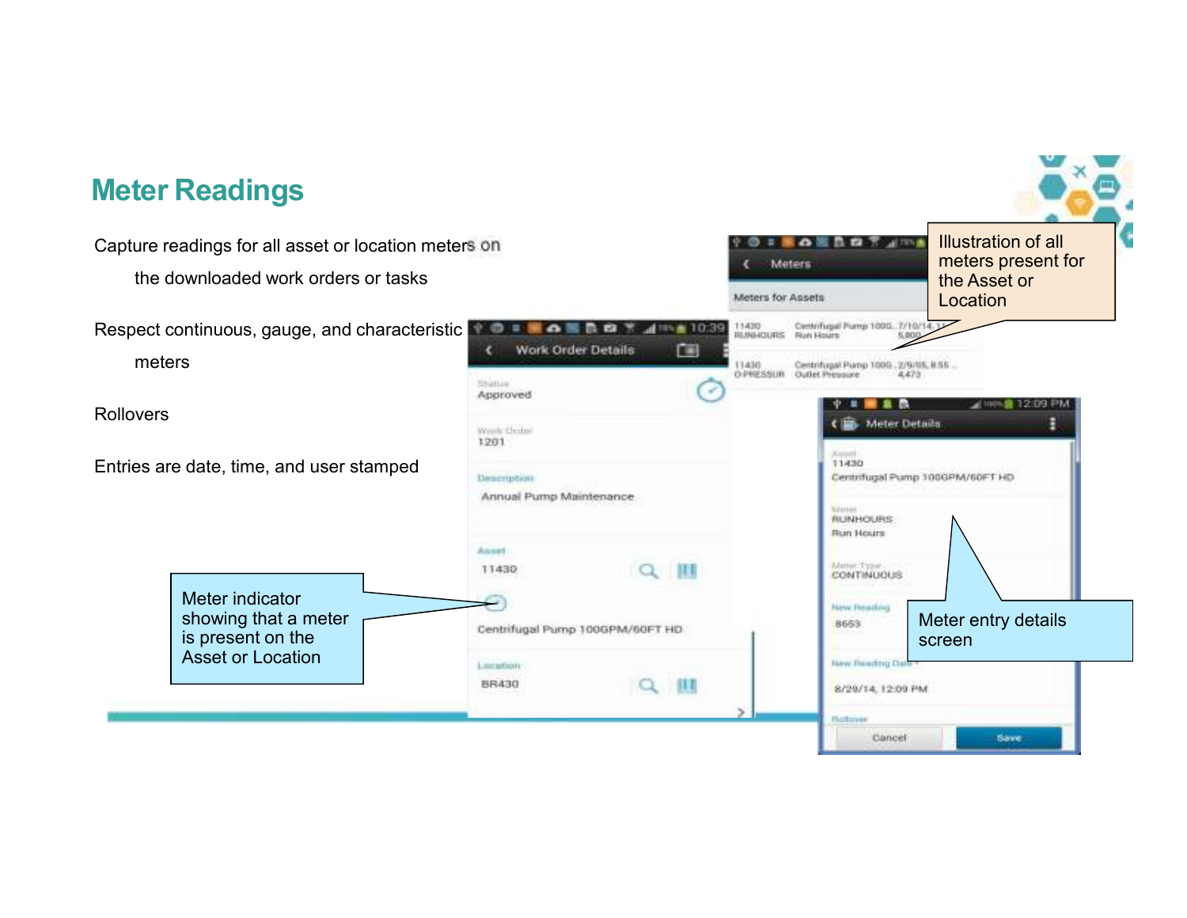# Meter Readings

- Capture readings for all asset or location meters on the downloaded work orders or tasks
- Respect continuous, gauge, and characteristic meters
- Rollovers
- Entries are date, time, and user stamped

Meter indicator showing that a meter is present on the Asset or Location

Illustration of all meters present for the Asset or Location

Meter entry details screen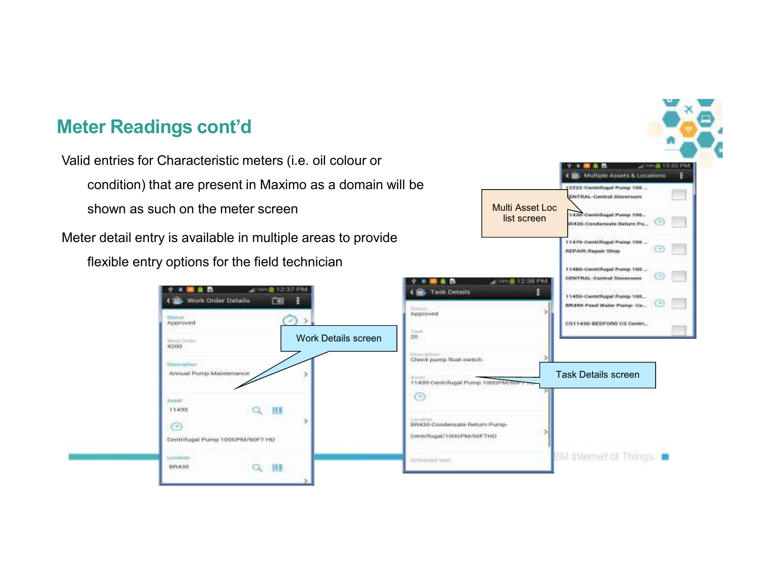## Meter Readings cont'd

Valid entries for Characteristic meters (i.e. oil colour or condition) that are present in Maximo as a domain will be shown as such on the meter screen

Meter detail entry is available in multiple areas to provide flexible entry options for the field technician

Multi Asset Loc list screen

Work Details screen

Task Details screen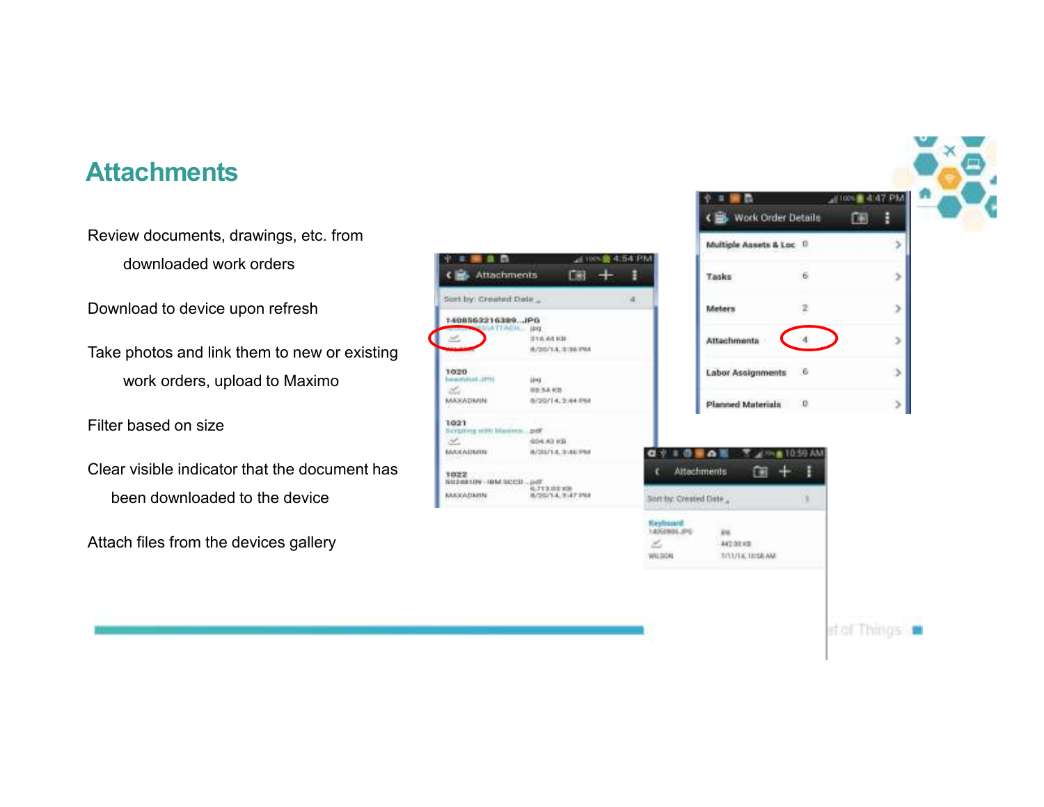# Attachments

- Review documents, drawings, etc. from downloaded work orders
- Download to device upon refresh
- Take photos and link them to new or existing work orders, upload to Maximo
- Filter based on size
- Clear visible indicator that the document has been downloaded to the device
- Attach files from the devices gallery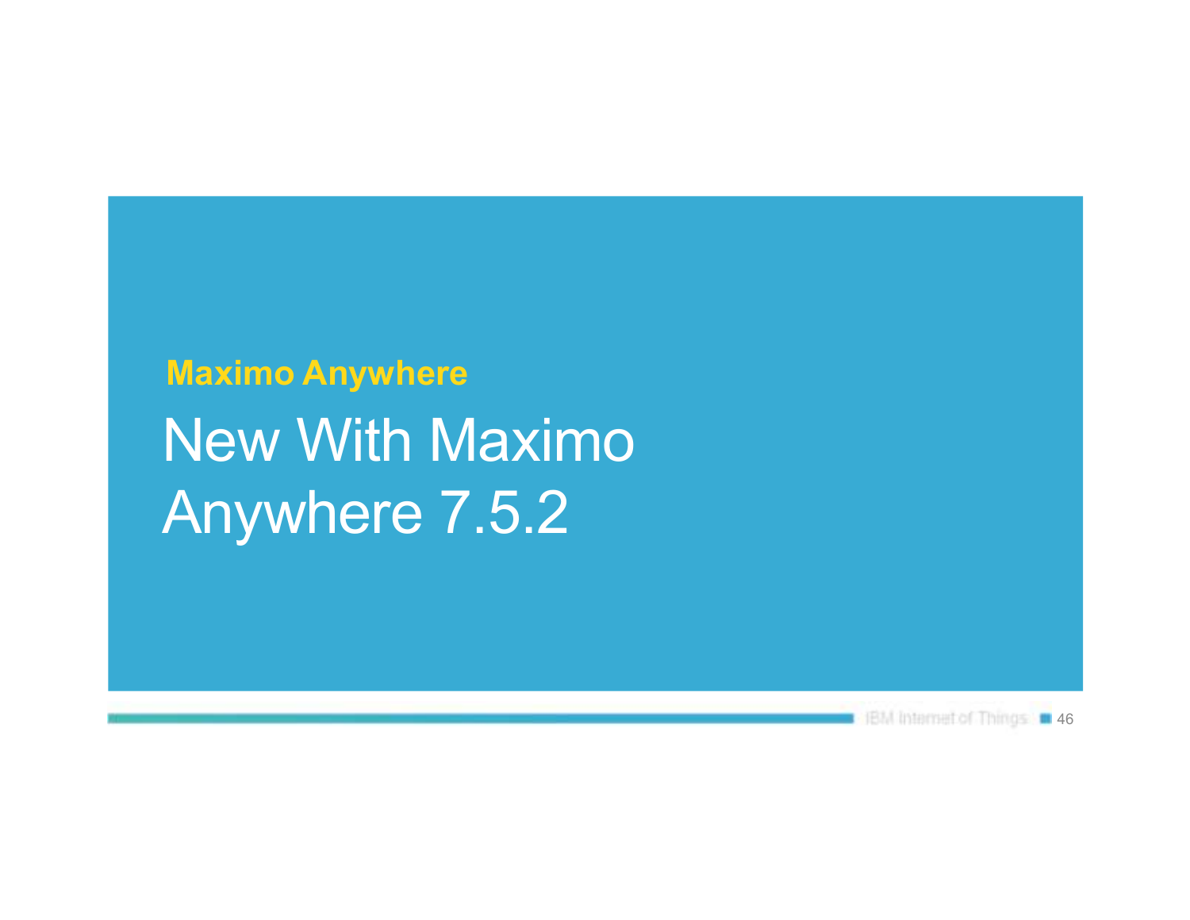**Maximo Anywhere**

# New With Maximo Anywhere 7.5.2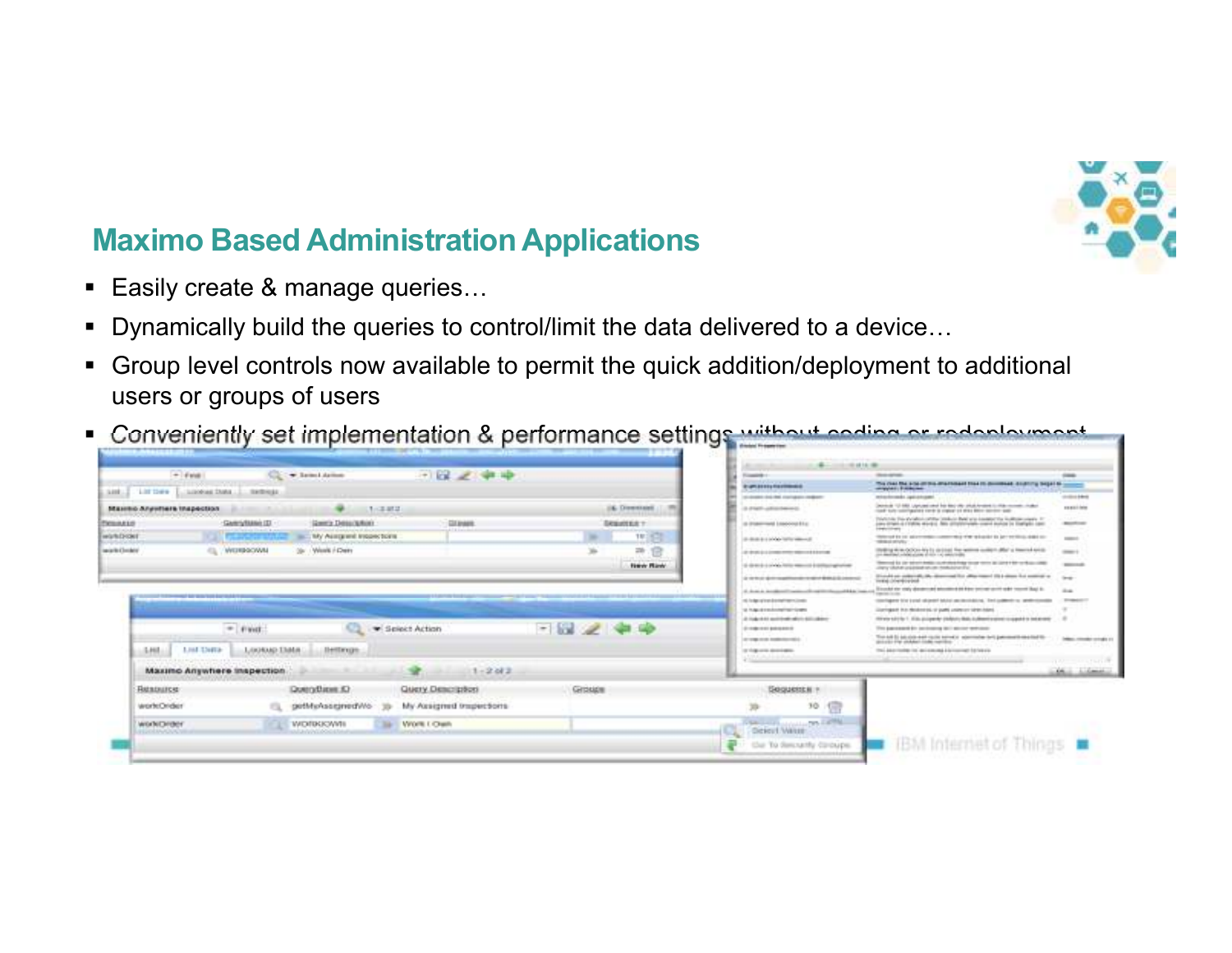## Maximo Based Administration Applications

- Easily create & manage queries…
- Dynamically build the queries to control/limit the data delivered to a device…
- Group level controls now available to permit the quick addition/deployment to additional users or groups of users
- *Conveniently set implementation & performance settings without coding or redeployment*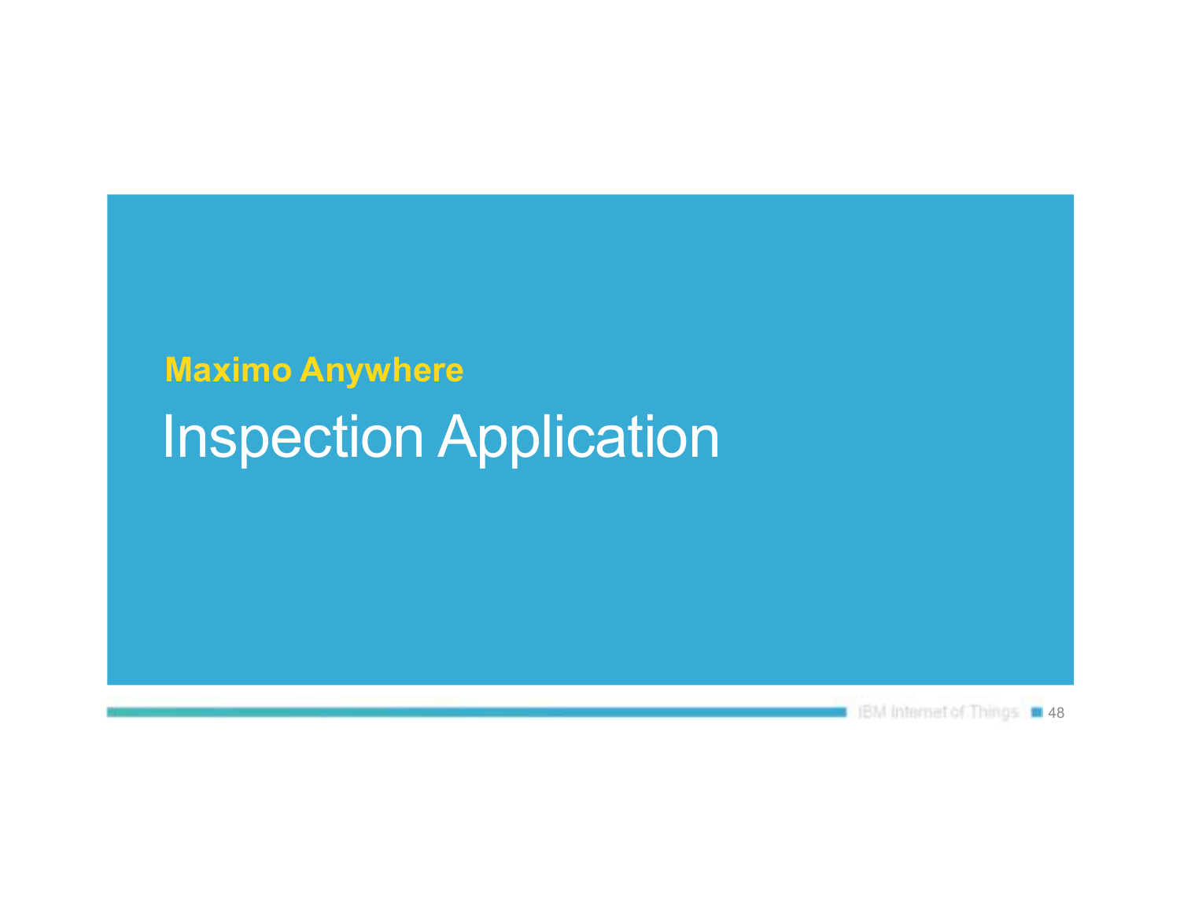**Maximo Anywhere**

# Inspection Application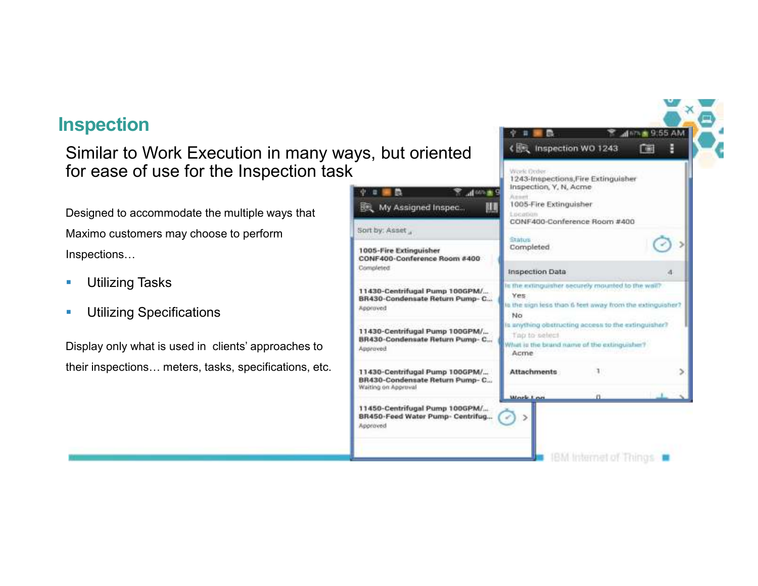# Inspection

## Similar to Work Execution in many ways, but oriented for ease of use for the Inspection task

Designed to accommodate the multiple ways that Maximo customers may choose to perform Inspections…

- Utilizing Tasks
- Utilizing Specifications

Display only what is used in clients' approaches to their inspections… meters, tasks, specifications, etc.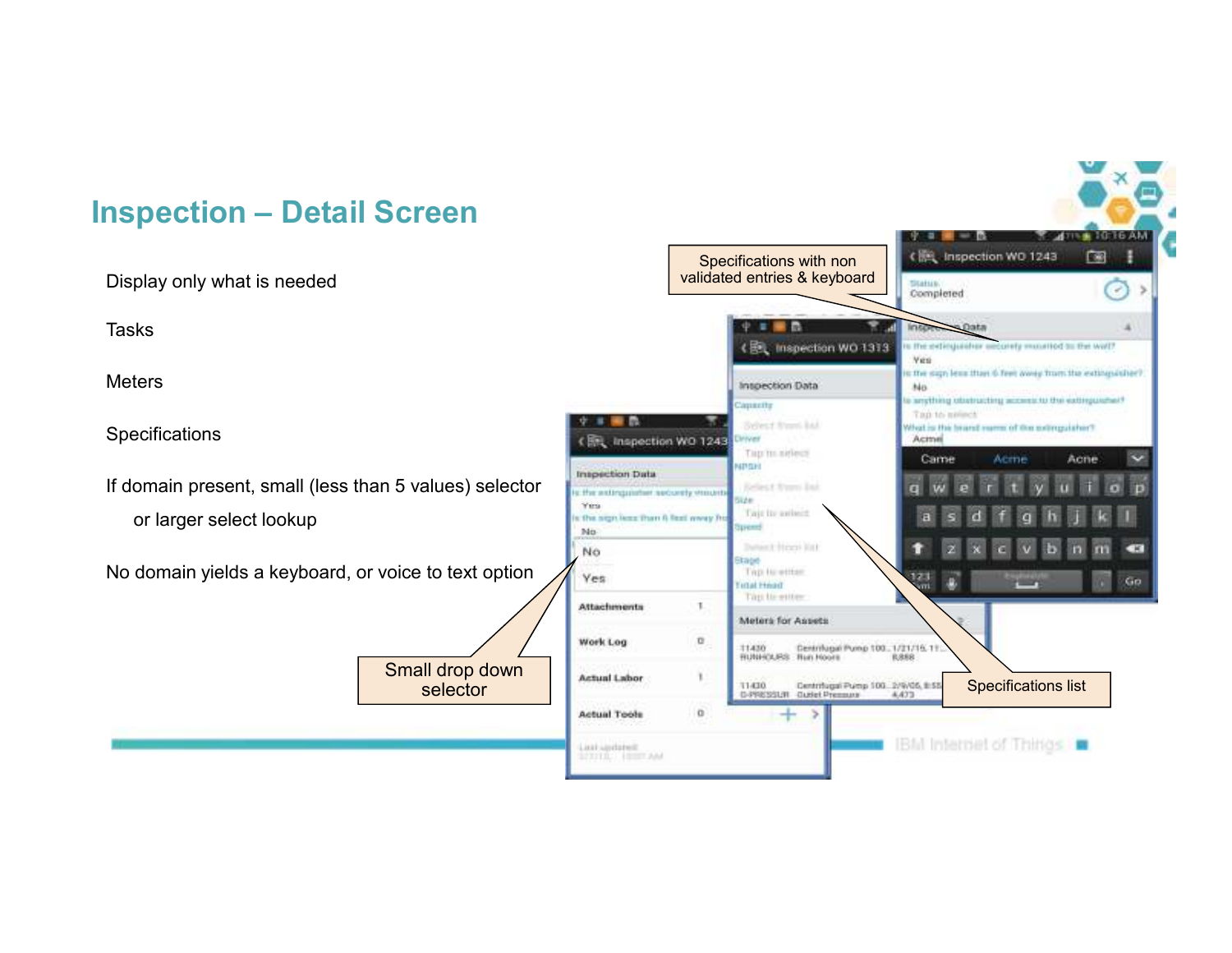# Inspection – Detail Screen

Display only what is needed

Tasks

Meters

Specifications

If domain present, small (less than 5 values) selector
    or larger select lookup

No domain yields a keyboard, or voice to text option

Specifications with non validated entries & keyboard

Small drop down selector

Specifications list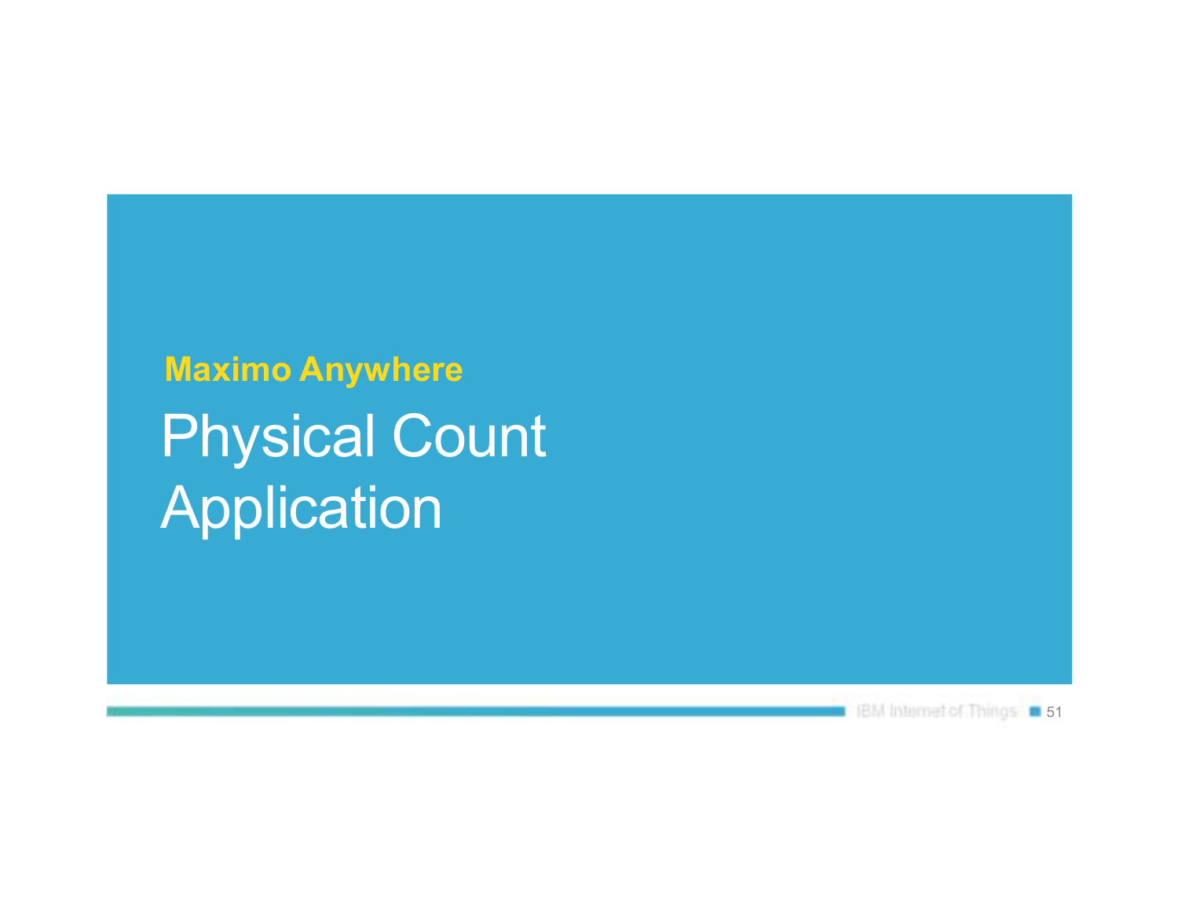**Maximo Anywhere**

# Physical Count Application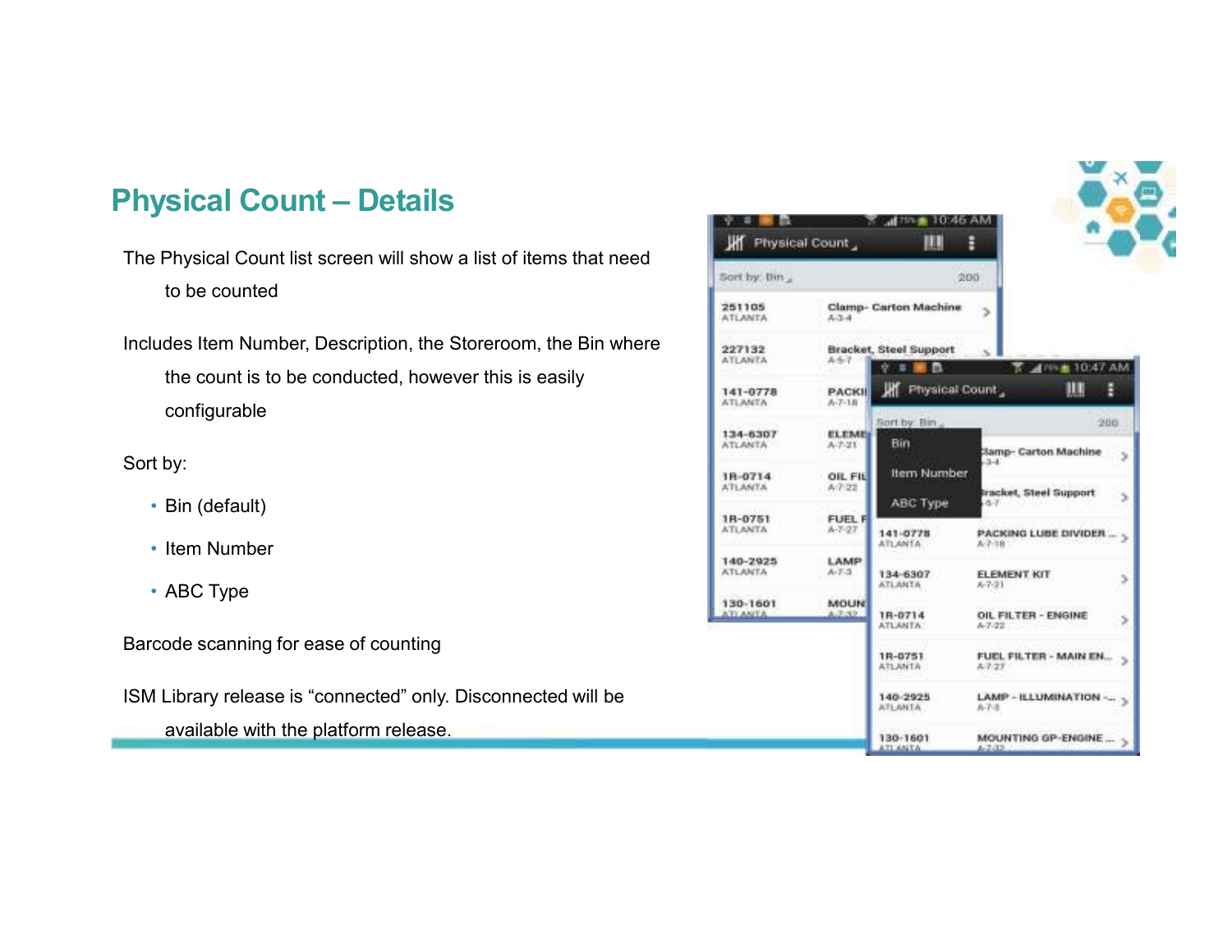## Physical Count – Details

The Physical Count list screen will show a list of items that need to be counted

Includes Item Number, Description, the Storeroom, the Bin where the count is to be conducted, however this is easily configurable

Sort by:

- Bin (default)
- Item Number
- ABC Type

Barcode scanning for ease of counting

ISM Library release is “connected” only. Disconnected will be available with the platform release.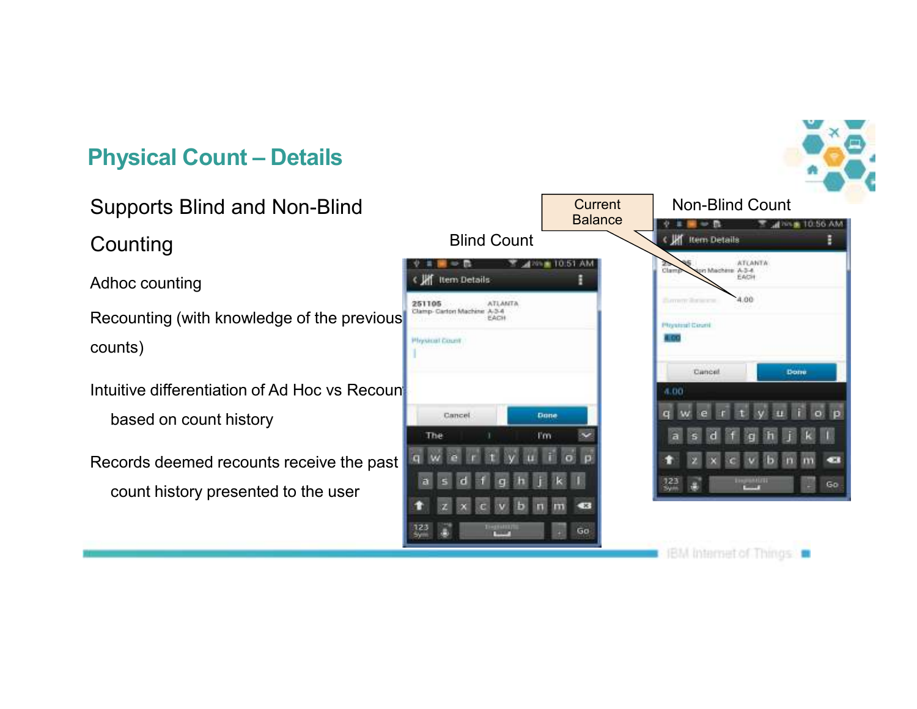## Physical Count – Details

Supports Blind and Non-Blind Counting

Adhoc counting

Recounting (with knowledge of the previous counts)

Intuitive differentiation of Ad Hoc vs Recount based on count history

Records deemed recounts receive the past count history presented to the user

Blind Count

Current Balance

Non-Blind Count